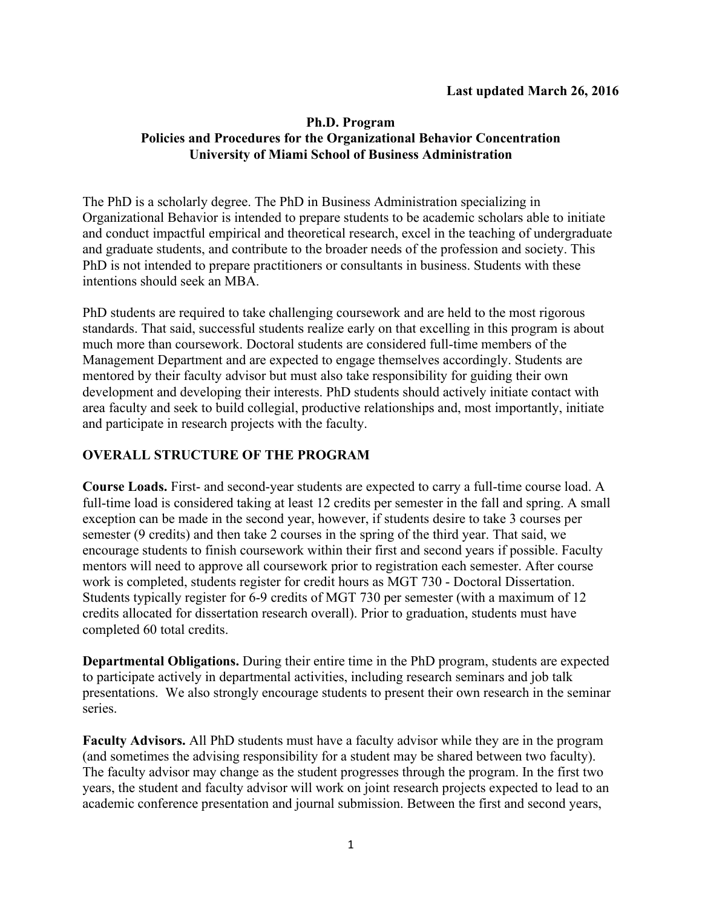**Last updated March 26, 2016**

# Ph.D. Program
## Policies and Procedures for the Organizational Behavior Concentration
## University of Miami School of Business Administration

The PhD is a scholarly degree. The PhD in Business Administration specializing in Organizational Behavior is intended to prepare students to be academic scholars able to initiate and conduct impactful empirical and theoretical research, excel in the teaching of undergraduate and graduate students, and contribute to the broader needs of the profession and society. This PhD is not intended to prepare practitioners or consultants in business. Students with these intentions should seek an MBA.

PhD students are required to take challenging coursework and are held to the most rigorous standards. That said, successful students realize early on that excelling in this program is about much more than coursework. Doctoral students are considered full-time members of the Management Department and are expected to engage themselves accordingly. Students are mentored by their faculty advisor but must also take responsibility for guiding their own development and developing their interests. PhD students should actively initiate contact with area faculty and seek to build collegial, productive relationships and, most importantly, initiate and participate in research projects with the faculty.

## OVERALL STRUCTURE OF THE PROGRAM

**Course Loads.** First- and second-year students are expected to carry a full-time course load. A full-time load is considered taking at least 12 credits per semester in the fall and spring. A small exception can be made in the second year, however, if students desire to take 3 courses per semester (9 credits) and then take 2 courses in the spring of the third year. That said, we encourage students to finish coursework within their first and second years if possible. Faculty mentors will need to approve all coursework prior to registration each semester. After course work is completed, students register for credit hours as MGT 730 - Doctoral Dissertation. Students typically register for 6-9 credits of MGT 730 per semester (with a maximum of 12 credits allocated for dissertation research overall). Prior to graduation, students must have completed 60 total credits.

**Departmental Obligations.** During their entire time in the PhD program, students are expected to participate actively in departmental activities, including research seminars and job talk presentations. We also strongly encourage students to present their own research in the seminar series.

**Faculty Advisors.** All PhD students must have a faculty advisor while they are in the program (and sometimes the advising responsibility for a student may be shared between two faculty). The faculty advisor may change as the student progresses through the program. In the first two years, the student and faculty advisor will work on joint research projects expected to lead to an academic conference presentation and journal submission. Between the first and second years,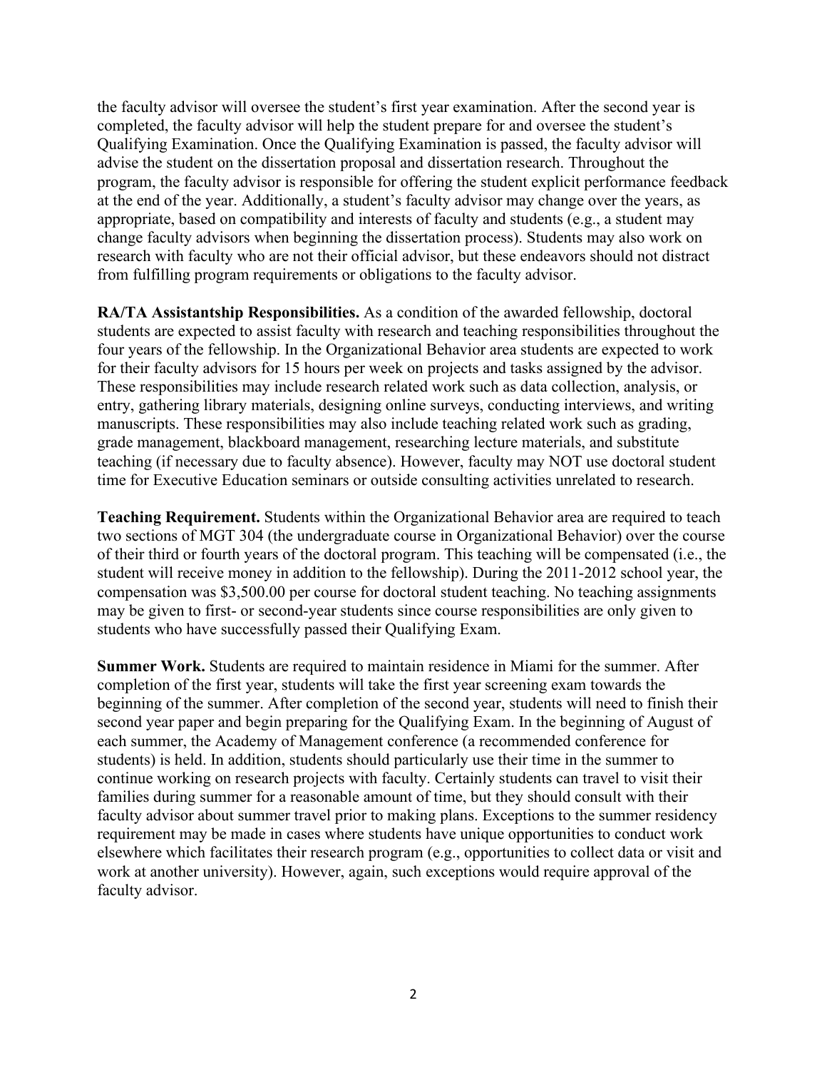the faculty advisor will oversee the student's first year examination. After the second year is completed, the faculty advisor will help the student prepare for and oversee the student's Qualifying Examination. Once the Qualifying Examination is passed, the faculty advisor will advise the student on the dissertation proposal and dissertation research. Throughout the program, the faculty advisor is responsible for offering the student explicit performance feedback at the end of the year. Additionally, a student's faculty advisor may change over the years, as appropriate, based on compatibility and interests of faculty and students (e.g., a student may change faculty advisors when beginning the dissertation process). Students may also work on research with faculty who are not their official advisor, but these endeavors should not distract from fulfilling program requirements or obligations to the faculty advisor.

**RA/TA Assistantship Responsibilities.** As a condition of the awarded fellowship, doctoral students are expected to assist faculty with research and teaching responsibilities throughout the four years of the fellowship. In the Organizational Behavior area students are expected to work for their faculty advisors for 15 hours per week on projects and tasks assigned by the advisor. These responsibilities may include research related work such as data collection, analysis, or entry, gathering library materials, designing online surveys, conducting interviews, and writing manuscripts. These responsibilities may also include teaching related work such as grading, grade management, blackboard management, researching lecture materials, and substitute teaching (if necessary due to faculty absence). However, faculty may NOT use doctoral student time for Executive Education seminars or outside consulting activities unrelated to research.

**Teaching Requirement.** Students within the Organizational Behavior area are required to teach two sections of MGT 304 (the undergraduate course in Organizational Behavior) over the course of their third or fourth years of the doctoral program. This teaching will be compensated (i.e., the student will receive money in addition to the fellowship). During the 2011-2012 school year, the compensation was $3,500.00 per course for doctoral student teaching. No teaching assignments may be given to first- or second-year students since course responsibilities are only given to students who have successfully passed their Qualifying Exam.

**Summer Work.** Students are required to maintain residence in Miami for the summer. After completion of the first year, students will take the first year screening exam towards the beginning of the summer. After completion of the second year, students will need to finish their second year paper and begin preparing for the Qualifying Exam. In the beginning of August of each summer, the Academy of Management conference (a recommended conference for students) is held. In addition, students should particularly use their time in the summer to continue working on research projects with faculty. Certainly students can travel to visit their families during summer for a reasonable amount of time, but they should consult with their faculty advisor about summer travel prior to making plans. Exceptions to the summer residency requirement may be made in cases where students have unique opportunities to conduct work elsewhere which facilitates their research program (e.g., opportunities to collect data or visit and work at another university). However, again, such exceptions would require approval of the faculty advisor.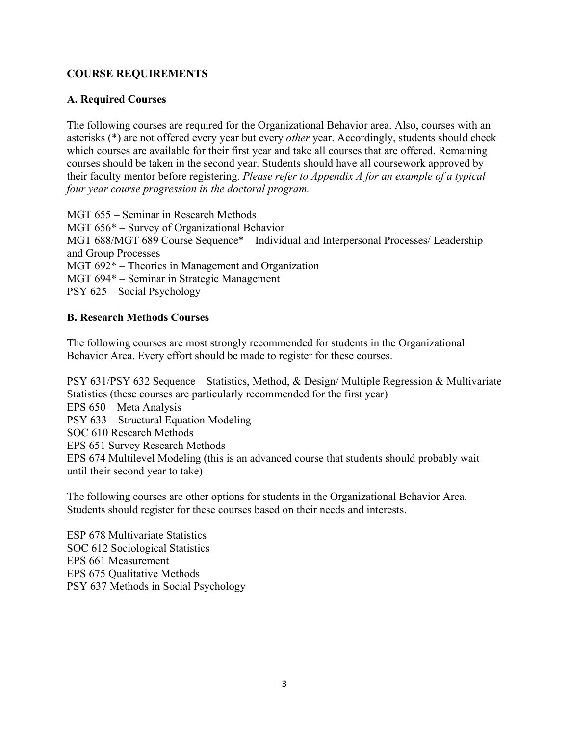## COURSE REQUIREMENTS

### A. Required Courses

The following courses are required for the Organizational Behavior area. Also, courses with an asterisks (*) are not offered every year but every *other* year. Accordingly, students should check which courses are available for their first year and take all courses that are offered. Remaining courses should be taken in the second year. Students should have all coursework approved by their faculty mentor before registering. *Please refer to Appendix A for an example of a typical four year course progression in the doctoral program.*

MGT 655 – Seminar in Research Methods
MGT 656* – Survey of Organizational Behavior
MGT 688/MGT 689 Course Sequence* – Individual and Interpersonal Processes/ Leadership and Group Processes
MGT 692* – Theories in Management and Organization
MGT 694* – Seminar in Strategic Management
PSY 625 – Social Psychology

### B. Research Methods Courses

The following courses are most strongly recommended for students in the Organizational Behavior Area. Every effort should be made to register for these courses.

PSY 631/PSY 632 Sequence – Statistics, Method, & Design/ Multiple Regression & Multivariate Statistics (these courses are particularly recommended for the first year)
EPS 650 – Meta Analysis
PSY 633 – Structural Equation Modeling
SOC 610 Research Methods
EPS 651 Survey Research Methods
EPS 674 Multilevel Modeling (this is an advanced course that students should probably wait until their second year to take)

The following courses are other options for students in the Organizational Behavior Area. Students should register for these courses based on their needs and interests.

ESP 678 Multivariate Statistics
SOC 612 Sociological Statistics
EPS 661 Measurement
EPS 675 Qualitative Methods
PSY 637 Methods in Social Psychology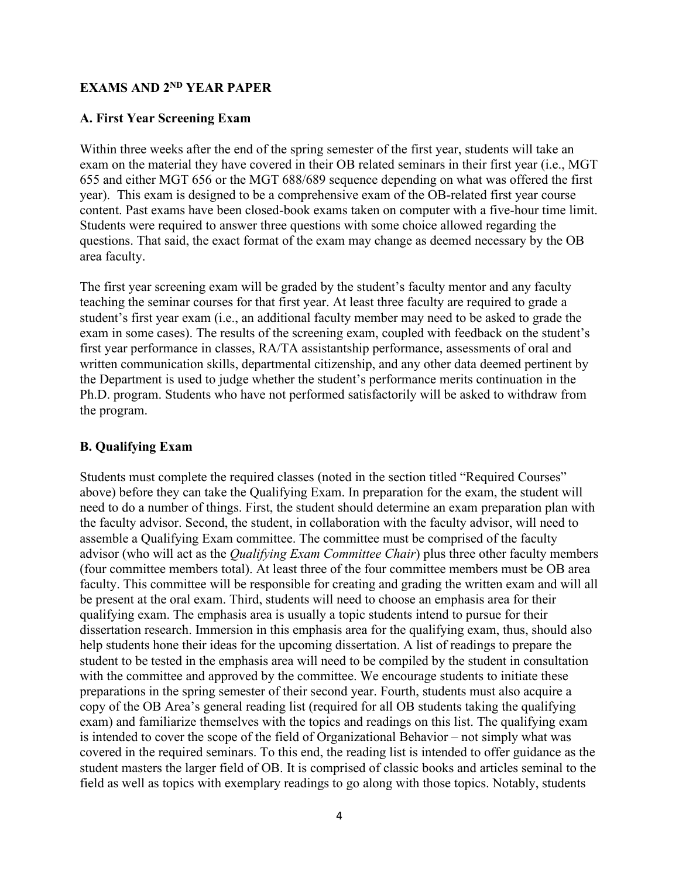## EXAMS AND 2ND YEAR PAPER

### A. First Year Screening Exam

Within three weeks after the end of the spring semester of the first year, students will take an exam on the material they have covered in their OB related seminars in their first year (i.e., MGT 655 and either MGT 656 or the MGT 688/689 sequence depending on what was offered the first year). This exam is designed to be a comprehensive exam of the OB-related first year course content. Past exams have been closed-book exams taken on computer with a five-hour time limit. Students were required to answer three questions with some choice allowed regarding the questions. That said, the exact format of the exam may change as deemed necessary by the OB area faculty.

The first year screening exam will be graded by the student's faculty mentor and any faculty teaching the seminar courses for that first year. At least three faculty are required to grade a student's first year exam (i.e., an additional faculty member may need to be asked to grade the exam in some cases). The results of the screening exam, coupled with feedback on the student's first year performance in classes, RA/TA assistantship performance, assessments of oral and written communication skills, departmental citizenship, and any other data deemed pertinent by the Department is used to judge whether the student's performance merits continuation in the Ph.D. program. Students who have not performed satisfactorily will be asked to withdraw from the program.

### B. Qualifying Exam

Students must complete the required classes (noted in the section titled "Required Courses" above) before they can take the Qualifying Exam. In preparation for the exam, the student will need to do a number of things. First, the student should determine an exam preparation plan with the faculty advisor. Second, the student, in collaboration with the faculty advisor, will need to assemble a Qualifying Exam committee. The committee must be comprised of the faculty advisor (who will act as the *Qualifying Exam Committee Chair*) plus three other faculty members (four committee members total). At least three of the four committee members must be OB area faculty. This committee will be responsible for creating and grading the written exam and will all be present at the oral exam. Third, students will need to choose an emphasis area for their qualifying exam. The emphasis area is usually a topic students intend to pursue for their dissertation research. Immersion in this emphasis area for the qualifying exam, thus, should also help students hone their ideas for the upcoming dissertation. A list of readings to prepare the student to be tested in the emphasis area will need to be compiled by the student in consultation with the committee and approved by the committee. We encourage students to initiate these preparations in the spring semester of their second year. Fourth, students must also acquire a copy of the OB Area's general reading list (required for all OB students taking the qualifying exam) and familiarize themselves with the topics and readings on this list. The qualifying exam is intended to cover the scope of the field of Organizational Behavior – not simply what was covered in the required seminars. To this end, the reading list is intended to offer guidance as the student masters the larger field of OB. It is comprised of classic books and articles seminal to the field as well as topics with exemplary readings to go along with those topics. Notably, students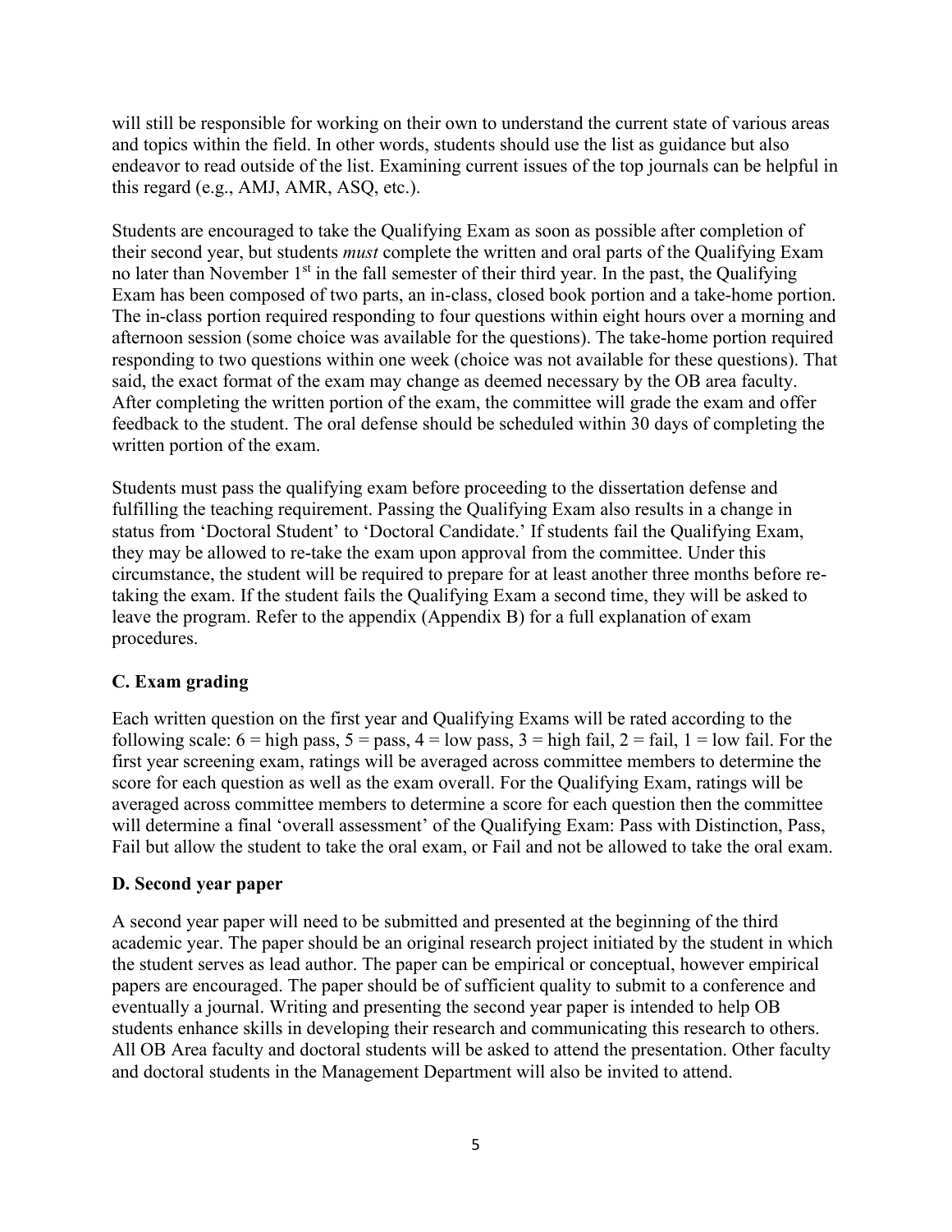will still be responsible for working on their own to understand the current state of various areas and topics within the field. In other words, students should use the list as guidance but also endeavor to read outside of the list. Examining current issues of the top journals can be helpful in this regard (e.g., AMJ, AMR, ASQ, etc.).

Students are encouraged to take the Qualifying Exam as soon as possible after completion of their second year, but students *must* complete the written and oral parts of the Qualifying Exam no later than November 1st in the fall semester of their third year. In the past, the Qualifying Exam has been composed of two parts, an in-class, closed book portion and a take-home portion. The in-class portion required responding to four questions within eight hours over a morning and afternoon session (some choice was available for the questions). The take-home portion required responding to two questions within one week (choice was not available for these questions). That said, the exact format of the exam may change as deemed necessary by the OB area faculty. After completing the written portion of the exam, the committee will grade the exam and offer feedback to the student. The oral defense should be scheduled within 30 days of completing the written portion of the exam.

Students must pass the qualifying exam before proceeding to the dissertation defense and fulfilling the teaching requirement. Passing the Qualifying Exam also results in a change in status from 'Doctoral Student' to 'Doctoral Candidate.' If students fail the Qualifying Exam, they may be allowed to re-take the exam upon approval from the committee. Under this circumstance, the student will be required to prepare for at least another three months before re-taking the exam. If the student fails the Qualifying Exam a second time, they will be asked to leave the program. Refer to the appendix (Appendix B) for a full explanation of exam procedures.

### C. Exam grading

Each written question on the first year and Qualifying Exams will be rated according to the following scale: 6 = high pass, 5 = pass, 4 = low pass, 3 = high fail, 2 = fail, 1 = low fail. For the first year screening exam, ratings will be averaged across committee members to determine the score for each question as well as the exam overall. For the Qualifying Exam, ratings will be averaged across committee members to determine a score for each question then the committee will determine a final 'overall assessment' of the Qualifying Exam: Pass with Distinction, Pass, Fail but allow the student to take the oral exam, or Fail and not be allowed to take the oral exam.

### D. Second year paper

A second year paper will need to be submitted and presented at the beginning of the third academic year. The paper should be an original research project initiated by the student in which the student serves as lead author. The paper can be empirical or conceptual, however empirical papers are encouraged. The paper should be of sufficient quality to submit to a conference and eventually a journal. Writing and presenting the second year paper is intended to help OB students enhance skills in developing their research and communicating this research to others. All OB Area faculty and doctoral students will be asked to attend the presentation. Other faculty and doctoral students in the Management Department will also be invited to attend.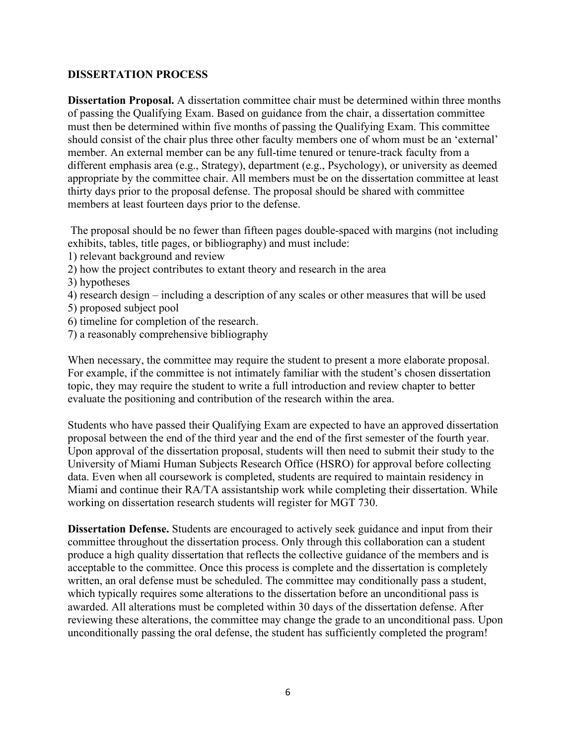## DISSERTATION PROCESS

**Dissertation Proposal.** A dissertation committee chair must be determined within three months of passing the Qualifying Exam. Based on guidance from the chair, a dissertation committee must then be determined within five months of passing the Qualifying Exam. This committee should consist of the chair plus three other faculty members one of whom must be an 'external' member. An external member can be any full-time tenured or tenure-track faculty from a different emphasis area (e.g., Strategy), department (e.g., Psychology), or university as deemed appropriate by the committee chair. All members must be on the dissertation committee at least thirty days prior to the proposal defense. The proposal should be shared with committee members at least fourteen days prior to the defense.

The proposal should be no fewer than fifteen pages double-spaced with margins (not including exhibits, tables, title pages, or bibliography) and must include:

1) relevant background and review
2) how the project contributes to extant theory and research in the area
3) hypotheses
4) research design – including a description of any scales or other measures that will be used
5) proposed subject pool
6) timeline for completion of the research.
7) a reasonably comprehensive bibliography

When necessary, the committee may require the student to present a more elaborate proposal. For example, if the committee is not intimately familiar with the student's chosen dissertation topic, they may require the student to write a full introduction and review chapter to better evaluate the positioning and contribution of the research within the area.

Students who have passed their Qualifying Exam are expected to have an approved dissertation proposal between the end of the third year and the end of the first semester of the fourth year. Upon approval of the dissertation proposal, students will then need to submit their study to the University of Miami Human Subjects Research Office (HSRO) for approval before collecting data. Even when all coursework is completed, students are required to maintain residency in Miami and continue their RA/TA assistantship work while completing their dissertation. While working on dissertation research students will register for MGT 730.

**Dissertation Defense.** Students are encouraged to actively seek guidance and input from their committee throughout the dissertation process. Only through this collaboration can a student produce a high quality dissertation that reflects the collective guidance of the members and is acceptable to the committee. Once this process is complete and the dissertation is completely written, an oral defense must be scheduled. The committee may conditionally pass a student, which typically requires some alterations to the dissertation before an unconditional pass is awarded. All alterations must be completed within 30 days of the dissertation defense. After reviewing these alterations, the committee may change the grade to an unconditional pass. Upon unconditionally passing the oral defense, the student has sufficiently completed the program!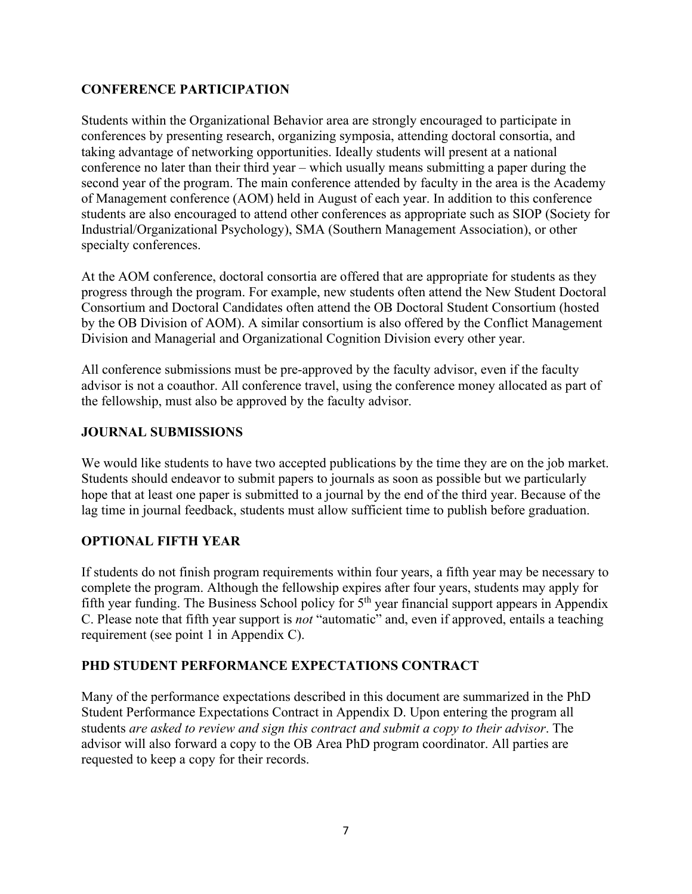## CONFERENCE PARTICIPATION

Students within the Organizational Behavior area are strongly encouraged to participate in conferences by presenting research, organizing symposia, attending doctoral consortia, and taking advantage of networking opportunities. Ideally students will present at a national conference no later than their third year – which usually means submitting a paper during the second year of the program. The main conference attended by faculty in the area is the Academy of Management conference (AOM) held in August of each year. In addition to this conference students are also encouraged to attend other conferences as appropriate such as SIOP (Society for Industrial/Organizational Psychology), SMA (Southern Management Association), or other specialty conferences.

At the AOM conference, doctoral consortia are offered that are appropriate for students as they progress through the program. For example, new students often attend the New Student Doctoral Consortium and Doctoral Candidates often attend the OB Doctoral Student Consortium (hosted by the OB Division of AOM). A similar consortium is also offered by the Conflict Management Division and Managerial and Organizational Cognition Division every other year.

All conference submissions must be pre-approved by the faculty advisor, even if the faculty advisor is not a coauthor. All conference travel, using the conference money allocated as part of the fellowship, must also be approved by the faculty advisor.

## JOURNAL SUBMISSIONS

We would like students to have two accepted publications by the time they are on the job market. Students should endeavor to submit papers to journals as soon as possible but we particularly hope that at least one paper is submitted to a journal by the end of the third year. Because of the lag time in journal feedback, students must allow sufficient time to publish before graduation.

## OPTIONAL FIFTH YEAR

If students do not finish program requirements within four years, a fifth year may be necessary to complete the program. Although the fellowship expires after four years, students may apply for fifth year funding. The Business School policy for 5th year financial support appears in Appendix C. Please note that fifth year support is *not* "automatic" and, even if approved, entails a teaching requirement (see point 1 in Appendix C).

## PHD STUDENT PERFORMANCE EXPECTATIONS CONTRACT

Many of the performance expectations described in this document are summarized in the PhD Student Performance Expectations Contract in Appendix D. Upon entering the program all students *are asked to review and sign this contract and submit a copy to their advisor*. The advisor will also forward a copy to the OB Area PhD program coordinator. All parties are requested to keep a copy for their records.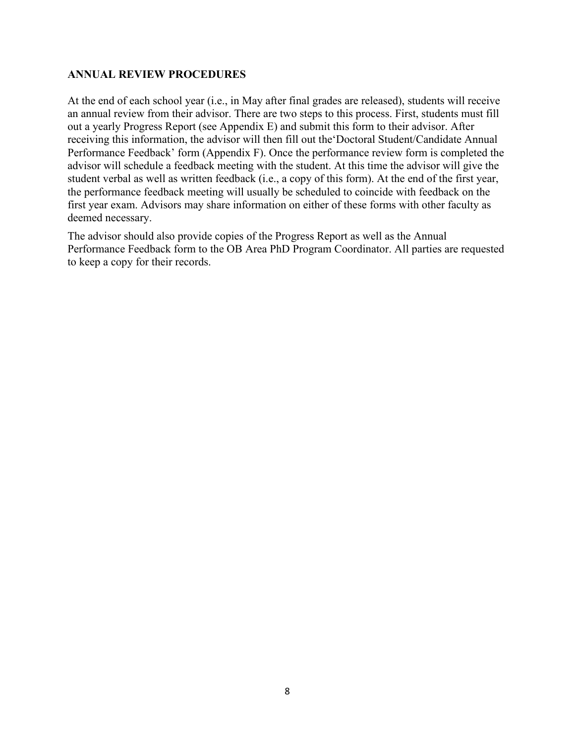## ANNUAL REVIEW PROCEDURES

At the end of each school year (i.e., in May after final grades are released), students will receive an annual review from their advisor. There are two steps to this process. First, students must fill out a yearly Progress Report (see Appendix E) and submit this form to their advisor. After receiving this information, the advisor will then fill out the'Doctoral Student/Candidate Annual Performance Feedback' form (Appendix F). Once the performance review form is completed the advisor will schedule a feedback meeting with the student. At this time the advisor will give the student verbal as well as written feedback (i.e., a copy of this form). At the end of the first year, the performance feedback meeting will usually be scheduled to coincide with feedback on the first year exam. Advisors may share information on either of these forms with other faculty as deemed necessary.

The advisor should also provide copies of the Progress Report as well as the Annual Performance Feedback form to the OB Area PhD Program Coordinator. All parties are requested to keep a copy for their records.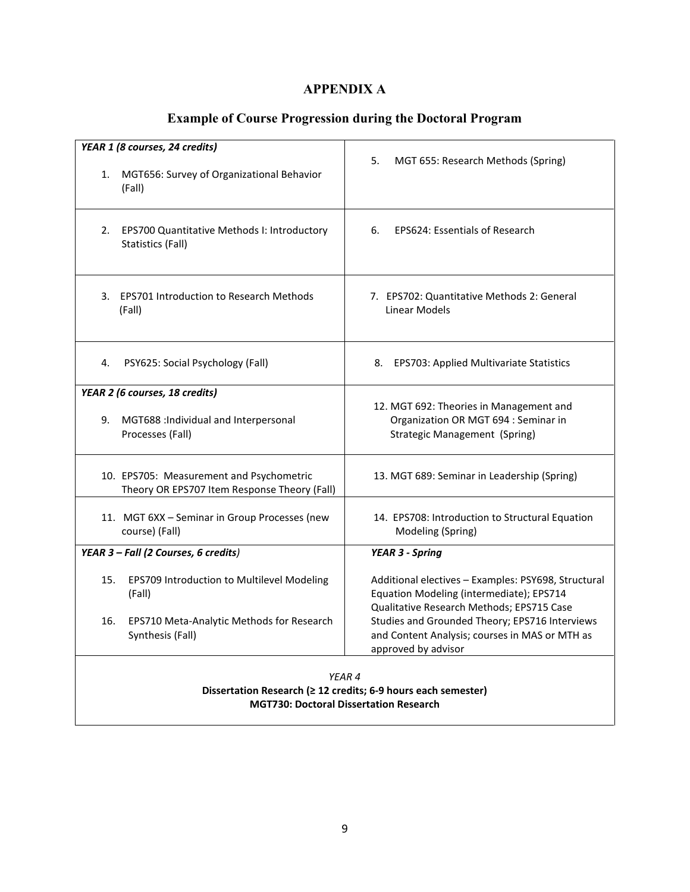# APPENDIX A

## Example of Course Progression during the Doctoral Program

| | |
|---|---|
| ***YEAR 1 (8 courses, 24 credits)*** <br> 1. MGT656: Survey of Organizational Behavior (Fall) | 5. MGT 655: Research Methods (Spring) |
| 2. EPS700 Quantitative Methods I: Introductory Statistics (Fall) | 6. EPS624: Essentials of Research |
| 3. EPS701 Introduction to Research Methods (Fall) | 7. EPS702: Quantitative Methods 2: General Linear Models |
| 4. PSY625: Social Psychology (Fall) | 8. EPS703: Applied Multivariate Statistics |
| ***YEAR 2 (6 courses, 18 credits)*** <br> 9. MGT688 :Individual and Interpersonal Processes (Fall) | 12. MGT 692: Theories in Management and Organization OR MGT 694 : Seminar in Strategic Management (Spring) |
| 10. EPS705: Measurement and Psychometric Theory OR EPS707 Item Response Theory (Fall) | 13. MGT 689: Seminar in Leadership (Spring) |
| 11. MGT 6XX – Seminar in Group Processes (new course) (Fall) | 14. EPS708: Introduction to Structural Equation Modeling (Spring) |
| ***YEAR 3 – Fall (2 Courses, 6 credits)*** <br> 15. EPS709 Introduction to Multilevel Modeling (Fall) <br> 16. EPS710 Meta-Analytic Methods for Research Synthesis (Fall) | ***YEAR 3 - Spring*** <br> Additional electives – Examples: PSY698, Structural Equation Modeling (intermediate); EPS714 Qualitative Research Methods; EPS715 Case Studies and Grounded Theory; EPS716 Interviews and Content Analysis; courses in MAS or MTH as approved by advisor |
| *YEAR 4* <br> **Dissertation Research (≥ 12 credits; 6-9 hours each semester)** <br> **MGT730: Doctoral Dissertation Research** | |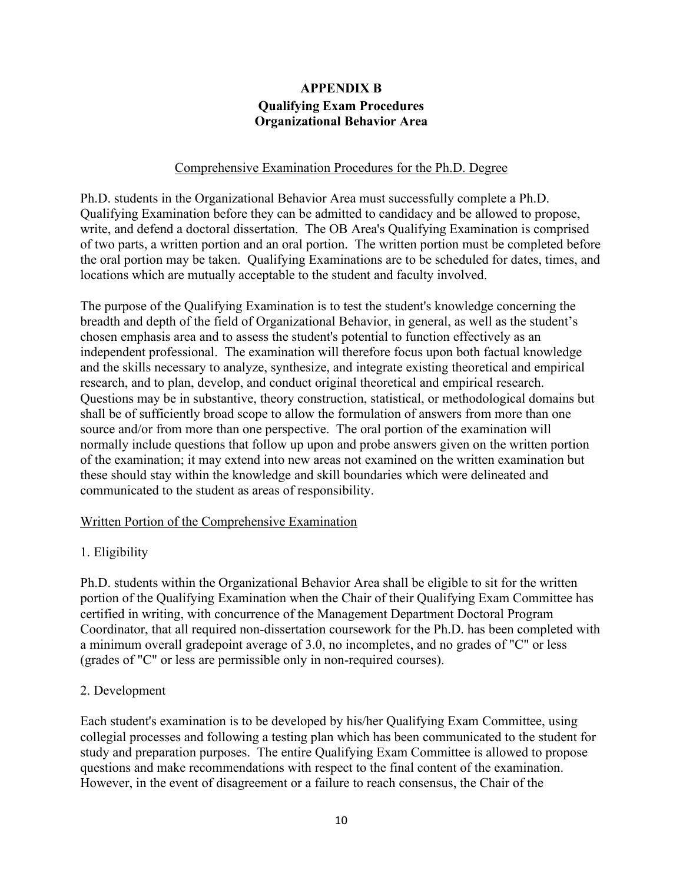# APPENDIX B

## Qualifying Exam Procedures
## Organizational Behavior Area

### Comprehensive Examination Procedures for the Ph.D. Degree

Ph.D. students in the Organizational Behavior Area must successfully complete a Ph.D. Qualifying Examination before they can be admitted to candidacy and be allowed to propose, write, and defend a doctoral dissertation. The OB Area's Qualifying Examination is comprised of two parts, a written portion and an oral portion. The written portion must be completed before the oral portion may be taken. Qualifying Examinations are to be scheduled for dates, times, and locations which are mutually acceptable to the student and faculty involved.

The purpose of the Qualifying Examination is to test the student's knowledge concerning the breadth and depth of the field of Organizational Behavior, in general, as well as the student's chosen emphasis area and to assess the student's potential to function effectively as an independent professional. The examination will therefore focus upon both factual knowledge and the skills necessary to analyze, synthesize, and integrate existing theoretical and empirical research, and to plan, develop, and conduct original theoretical and empirical research. Questions may be in substantive, theory construction, statistical, or methodological domains but shall be of sufficiently broad scope to allow the formulation of answers from more than one source and/or from more than one perspective. The oral portion of the examination will normally include questions that follow up upon and probe answers given on the written portion of the examination; it may extend into new areas not examined on the written examination but these should stay within the knowledge and skill boundaries which were delineated and communicated to the student as areas of responsibility.

### Written Portion of the Comprehensive Examination

1. Eligibility

Ph.D. students within the Organizational Behavior Area shall be eligible to sit for the written portion of the Qualifying Examination when the Chair of their Qualifying Exam Committee has certified in writing, with concurrence of the Management Department Doctoral Program Coordinator, that all required non-dissertation coursework for the Ph.D. has been completed with a minimum overall gradepoint average of 3.0, no incompletes, and no grades of "C" or less (grades of "C" or less are permissible only in non-required courses).

2. Development

Each student's examination is to be developed by his/her Qualifying Exam Committee, using collegial processes and following a testing plan which has been communicated to the student for study and preparation purposes. The entire Qualifying Exam Committee is allowed to propose questions and make recommendations with respect to the final content of the examination. However, in the event of disagreement or a failure to reach consensus, the Chair of the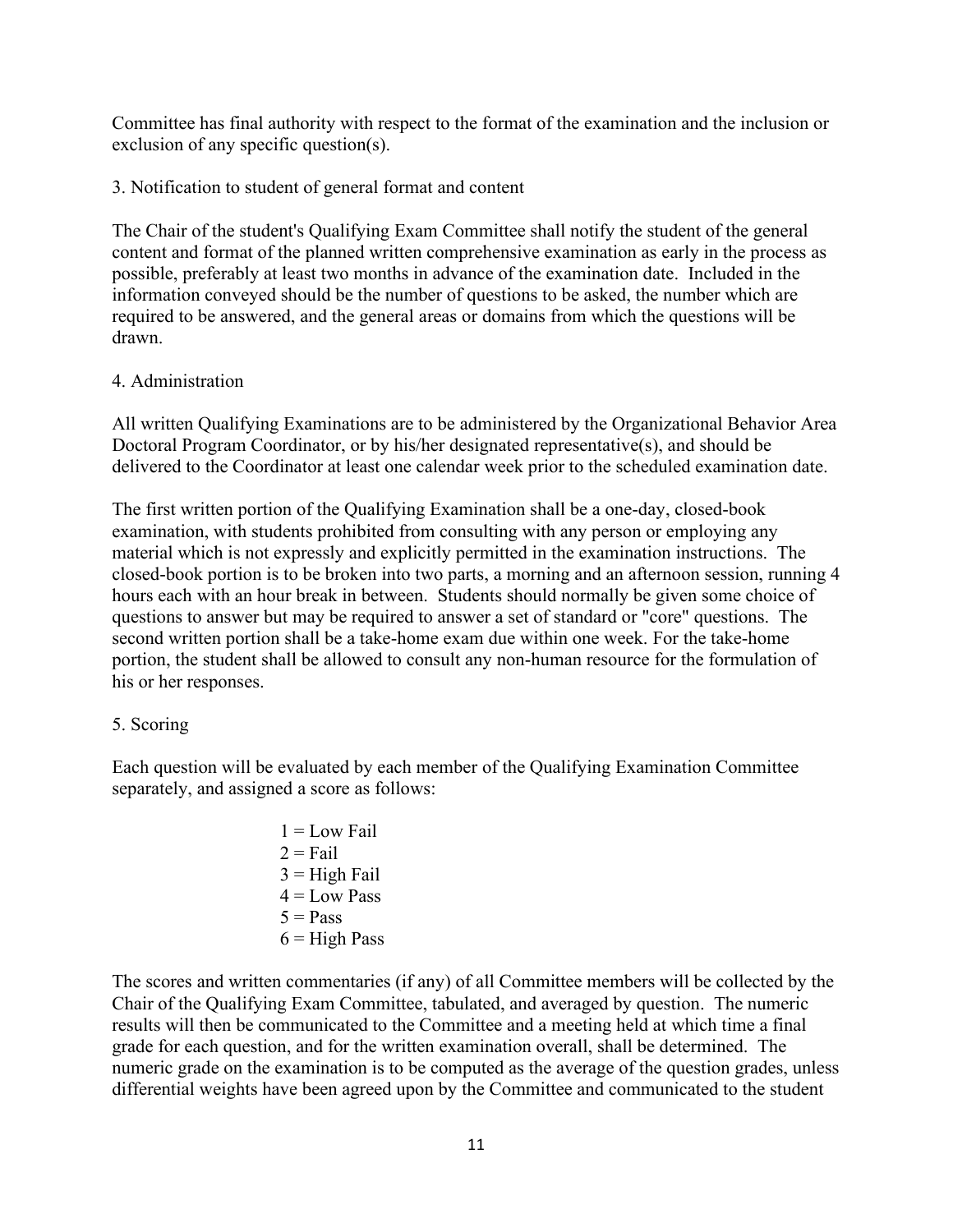Committee has final authority with respect to the format of the examination and the inclusion or exclusion of any specific question(s).

3. Notification to student of general format and content

The Chair of the student's Qualifying Exam Committee shall notify the student of the general content and format of the planned written comprehensive examination as early in the process as possible, preferably at least two months in advance of the examination date. Included in the information conveyed should be the number of questions to be asked, the number which are required to be answered, and the general areas or domains from which the questions will be drawn.

4. Administration

All written Qualifying Examinations are to be administered by the Organizational Behavior Area Doctoral Program Coordinator, or by his/her designated representative(s), and should be delivered to the Coordinator at least one calendar week prior to the scheduled examination date.

The first written portion of the Qualifying Examination shall be a one-day, closed-book examination, with students prohibited from consulting with any person or employing any material which is not expressly and explicitly permitted in the examination instructions. The closed-book portion is to be broken into two parts, a morning and an afternoon session, running 4 hours each with an hour break in between. Students should normally be given some choice of questions to answer but may be required to answer a set of standard or "core" questions. The second written portion shall be a take-home exam due within one week. For the take-home portion, the student shall be allowed to consult any non-human resource for the formulation of his or her responses.

5. Scoring

Each question will be evaluated by each member of the Qualifying Examination Committee separately, and assigned a score as follows:

1 = Low Fail
2 = Fail
3 = High Fail
4 = Low Pass
5 = Pass
6 = High Pass

The scores and written commentaries (if any) of all Committee members will be collected by the Chair of the Qualifying Exam Committee, tabulated, and averaged by question. The numeric results will then be communicated to the Committee and a meeting held at which time a final grade for each question, and for the written examination overall, shall be determined. The numeric grade on the examination is to be computed as the average of the question grades, unless differential weights have been agreed upon by the Committee and communicated to the student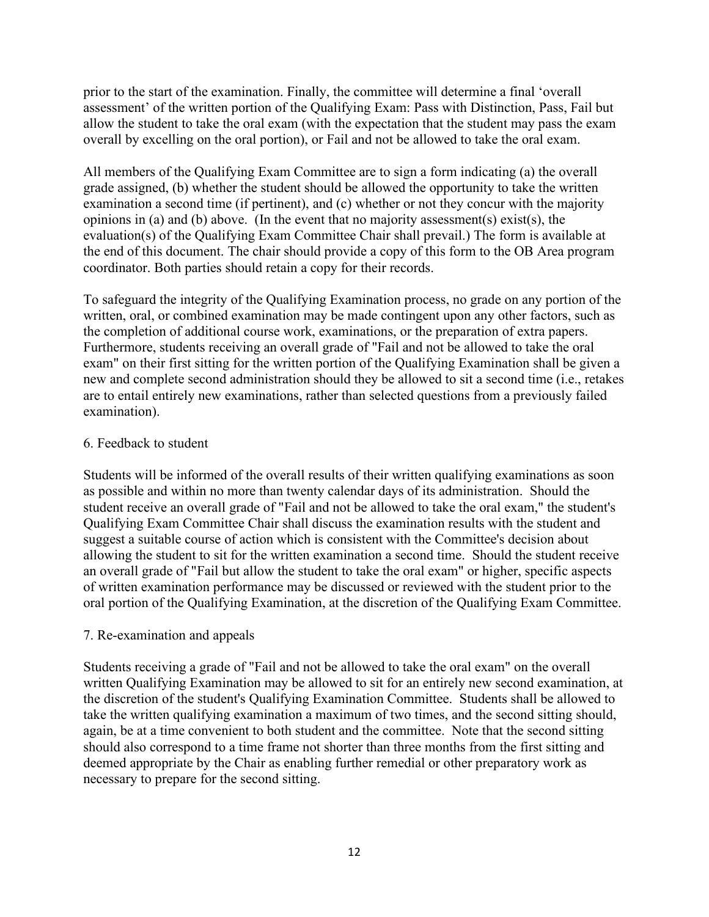prior to the start of the examination. Finally, the committee will determine a final 'overall assessment' of the written portion of the Qualifying Exam: Pass with Distinction, Pass, Fail but allow the student to take the oral exam (with the expectation that the student may pass the exam overall by excelling on the oral portion), or Fail and not be allowed to take the oral exam.

All members of the Qualifying Exam Committee are to sign a form indicating (a) the overall grade assigned, (b) whether the student should be allowed the opportunity to take the written examination a second time (if pertinent), and (c) whether or not they concur with the majority opinions in (a) and (b) above. (In the event that no majority assessment(s) exist(s), the evaluation(s) of the Qualifying Exam Committee Chair shall prevail.) The form is available at the end of this document. The chair should provide a copy of this form to the OB Area program coordinator. Both parties should retain a copy for their records.

To safeguard the integrity of the Qualifying Examination process, no grade on any portion of the written, oral, or combined examination may be made contingent upon any other factors, such as the completion of additional course work, examinations, or the preparation of extra papers. Furthermore, students receiving an overall grade of "Fail and not be allowed to take the oral exam" on their first sitting for the written portion of the Qualifying Examination shall be given a new and complete second administration should they be allowed to sit a second time (i.e., retakes are to entail entirely new examinations, rather than selected questions from a previously failed examination).

6. Feedback to student

Students will be informed of the overall results of their written qualifying examinations as soon as possible and within no more than twenty calendar days of its administration. Should the student receive an overall grade of "Fail and not be allowed to take the oral exam," the student's Qualifying Exam Committee Chair shall discuss the examination results with the student and suggest a suitable course of action which is consistent with the Committee's decision about allowing the student to sit for the written examination a second time. Should the student receive an overall grade of "Fail but allow the student to take the oral exam" or higher, specific aspects of written examination performance may be discussed or reviewed with the student prior to the oral portion of the Qualifying Examination, at the discretion of the Qualifying Exam Committee.

7. Re-examination and appeals

Students receiving a grade of "Fail and not be allowed to take the oral exam" on the overall written Qualifying Examination may be allowed to sit for an entirely new second examination, at the discretion of the student's Qualifying Examination Committee. Students shall be allowed to take the written qualifying examination a maximum of two times, and the second sitting should, again, be at a time convenient to both student and the committee. Note that the second sitting should also correspond to a time frame not shorter than three months from the first sitting and deemed appropriate by the Chair as enabling further remedial or other preparatory work as necessary to prepare for the second sitting.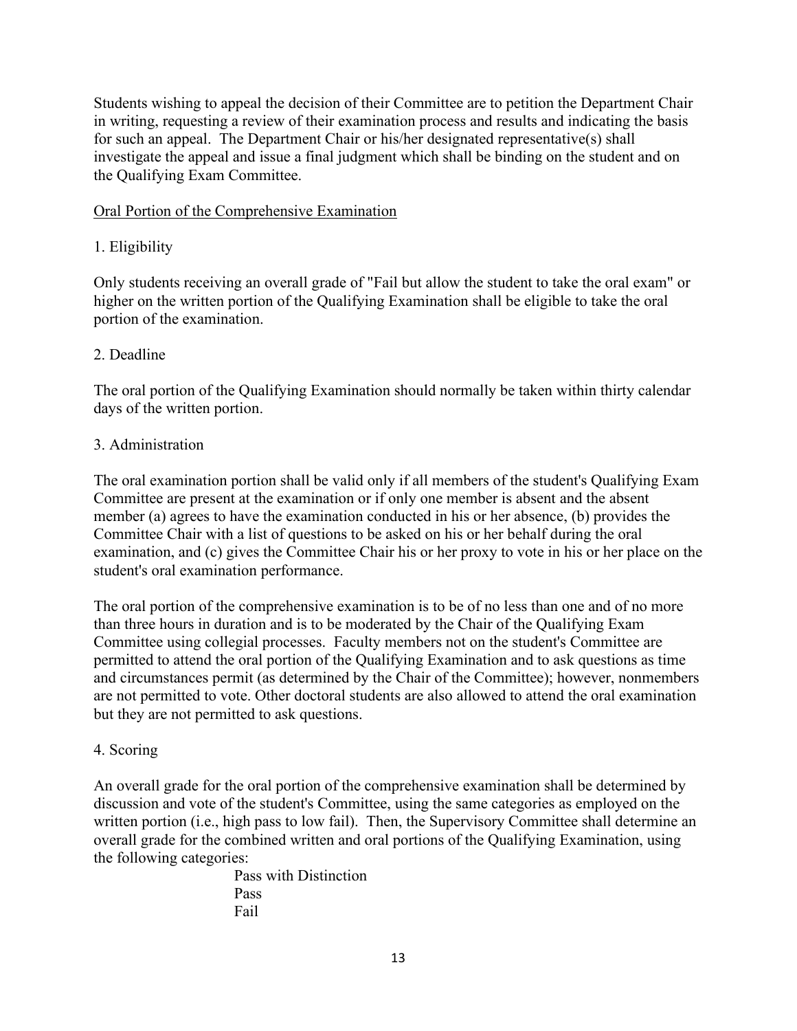Students wishing to appeal the decision of their Committee are to petition the Department Chair in writing, requesting a review of their examination process and results and indicating the basis for such an appeal. The Department Chair or his/her designated representative(s) shall investigate the appeal and issue a final judgment which shall be binding on the student and on the Qualifying Exam Committee.

<u>Oral Portion of the Comprehensive Examination</u>

1. Eligibility

Only students receiving an overall grade of "Fail but allow the student to take the oral exam" or higher on the written portion of the Qualifying Examination shall be eligible to take the oral portion of the examination.

2. Deadline

The oral portion of the Qualifying Examination should normally be taken within thirty calendar days of the written portion.

3. Administration

The oral examination portion shall be valid only if all members of the student's Qualifying Exam Committee are present at the examination or if only one member is absent and the absent member (a) agrees to have the examination conducted in his or her absence, (b) provides the Committee Chair with a list of questions to be asked on his or her behalf during the oral examination, and (c) gives the Committee Chair his or her proxy to vote in his or her place on the student's oral examination performance.

The oral portion of the comprehensive examination is to be of no less than one and of no more than three hours in duration and is to be moderated by the Chair of the Qualifying Exam Committee using collegial processes. Faculty members not on the student's Committee are permitted to attend the oral portion of the Qualifying Examination and to ask questions as time and circumstances permit (as determined by the Chair of the Committee); however, nonmembers are not permitted to vote. Other doctoral students are also allowed to attend the oral examination but they are not permitted to ask questions.

4. Scoring

An overall grade for the oral portion of the comprehensive examination shall be determined by discussion and vote of the student's Committee, using the same categories as employed on the written portion (i.e., high pass to low fail). Then, the Supervisory Committee shall determine an overall grade for the combined written and oral portions of the Qualifying Examination, using the following categories:

Pass with Distinction
Pass
Fail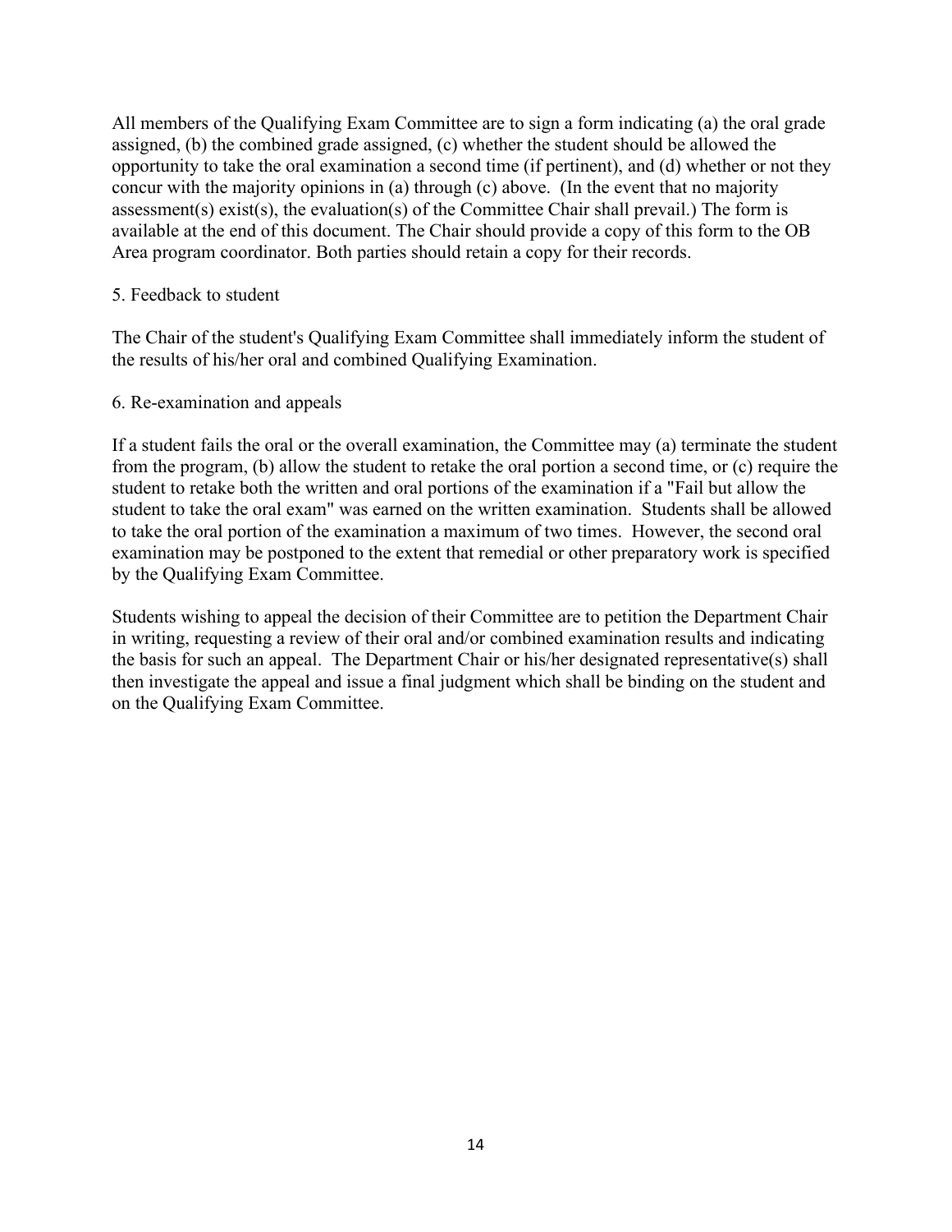All members of the Qualifying Exam Committee are to sign a form indicating (a) the oral grade assigned, (b) the combined grade assigned, (c) whether the student should be allowed the opportunity to take the oral examination a second time (if pertinent), and (d) whether or not they concur with the majority opinions in (a) through (c) above. (In the event that no majority assessment(s) exist(s), the evaluation(s) of the Committee Chair shall prevail.) The form is available at the end of this document. The Chair should provide a copy of this form to the OB Area program coordinator. Both parties should retain a copy for their records.

5. Feedback to student

The Chair of the student's Qualifying Exam Committee shall immediately inform the student of the results of his/her oral and combined Qualifying Examination.

6. Re-examination and appeals

If a student fails the oral or the overall examination, the Committee may (a) terminate the student from the program, (b) allow the student to retake the oral portion a second time, or (c) require the student to retake both the written and oral portions of the examination if a "Fail but allow the student to take the oral exam" was earned on the written examination. Students shall be allowed to take the oral portion of the examination a maximum of two times. However, the second oral examination may be postponed to the extent that remedial or other preparatory work is specified by the Qualifying Exam Committee.

Students wishing to appeal the decision of their Committee are to petition the Department Chair in writing, requesting a review of their oral and/or combined examination results and indicating the basis for such an appeal. The Department Chair or his/her designated representative(s) shall then investigate the appeal and issue a final judgment which shall be binding on the student and on the Qualifying Exam Committee.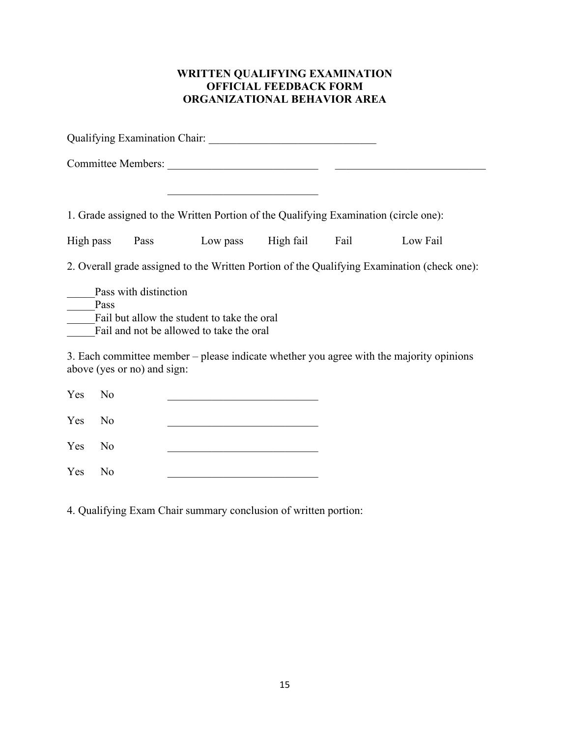**WRITTEN QUALIFYING EXAMINATION**
**OFFICIAL FEEDBACK FORM**
**ORGANIZATIONAL BEHAVIOR AREA**

Qualifying Examination Chair: ______________________________

Committee Members: ___________________________     ___________________________

___________________________

1. Grade assigned to the Written Portion of the Qualifying Examination (circle one):

High pass     Pass     Low pass     High fail     Fail     Low Fail

2. Overall grade assigned to the Written Portion of the Qualifying Examination (check one):

_____Pass with distinction
_____Pass
_____Fail but allow the student to take the oral
_____Fail and not be allowed to take the oral

3. Each committee member – please indicate whether you agree with the majority opinions above (yes or no) and sign:

Yes     No     ___________________________

Yes     No     ___________________________

Yes     No     ___________________________

Yes     No     ___________________________

4. Qualifying Exam Chair summary conclusion of written portion: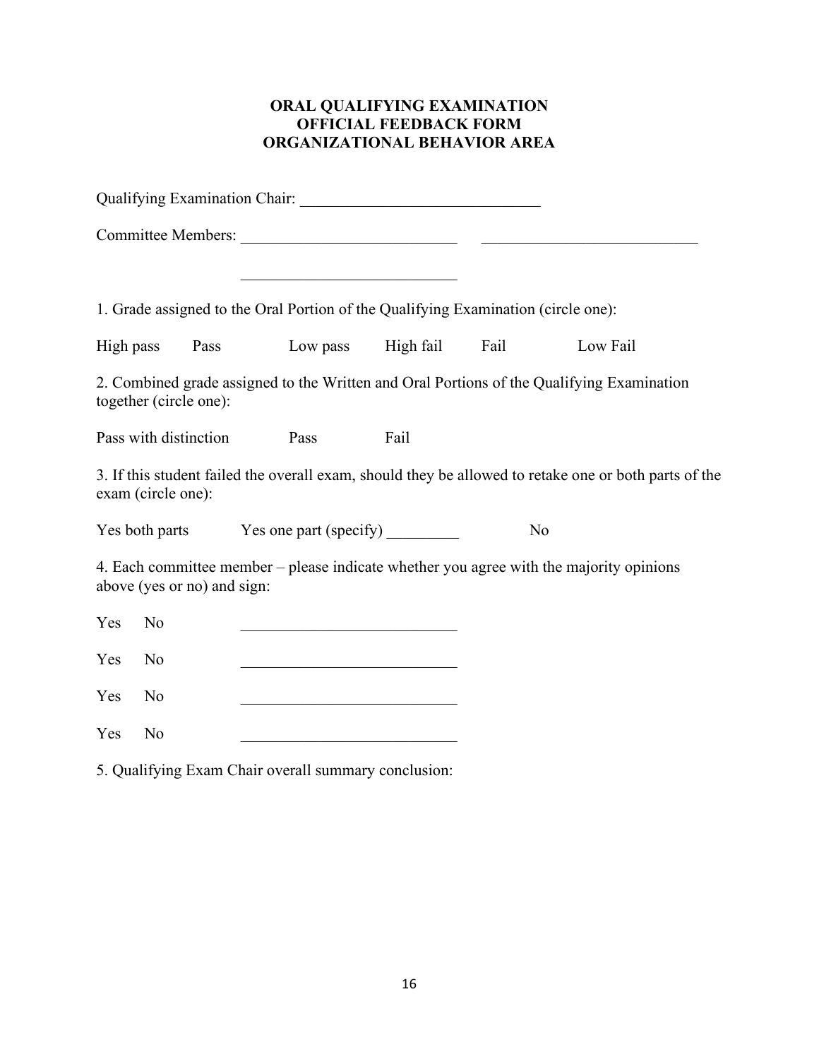**ORAL QUALIFYING EXAMINATION**
**OFFICIAL FEEDBACK FORM**
**ORGANIZATIONAL BEHAVIOR AREA**

Qualifying Examination Chair: ______________________________

Committee Members: ___________________________ ___________________________

___________________________

1. Grade assigned to the Oral Portion of the Qualifying Examination (circle one):

High pass    Pass    Low pass    High fail    Fail    Low Fail

2. Combined grade assigned to the Written and Oral Portions of the Qualifying Examination together (circle one):

Pass with distinction    Pass    Fail

3. If this student failed the overall exam, should they be allowed to retake one or both parts of the exam (circle one):

Yes both parts    Yes one part (specify) _________    No

4. Each committee member – please indicate whether you agree with the majority opinions above (yes or no) and sign:

Yes    No    ___________________________

Yes    No    ___________________________

Yes    No    ___________________________

Yes    No    ___________________________

5. Qualifying Exam Chair overall summary conclusion: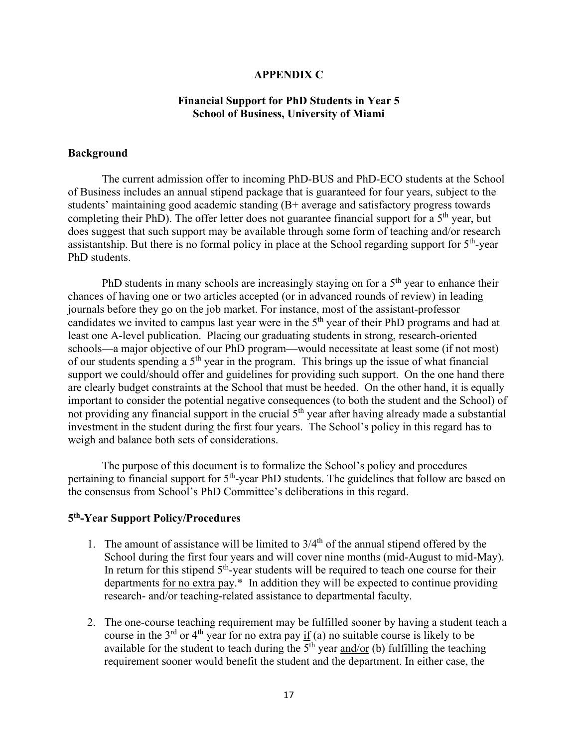# APPENDIX C

## Financial Support for PhD Students in Year 5
## School of Business, University of Miami

### Background

The current admission offer to incoming PhD-BUS and PhD-ECO students at the School of Business includes an annual stipend package that is guaranteed for four years, subject to the students' maintaining good academic standing (B+ average and satisfactory progress towards completing their PhD). The offer letter does not guarantee financial support for a 5th year, but does suggest that such support may be available through some form of teaching and/or research assistantship. But there is no formal policy in place at the School regarding support for 5th-year PhD students.

PhD students in many schools are increasingly staying on for a 5th year to enhance their chances of having one or two articles accepted (or in advanced rounds of review) in leading journals before they go on the job market. For instance, most of the assistant-professor candidates we invited to campus last year were in the 5th year of their PhD programs and had at least one A-level publication. Placing our graduating students in strong, research-oriented schools—a major objective of our PhD program—would necessitate at least some (if not most) of our students spending a 5th year in the program. This brings up the issue of what financial support we could/should offer and guidelines for providing such support. On the one hand there are clearly budget constraints at the School that must be heeded. On the other hand, it is equally important to consider the potential negative consequences (to both the student and the School) of not providing any financial support in the crucial 5th year after having already made a substantial investment in the student during the first four years. The School's policy in this regard has to weigh and balance both sets of considerations.

The purpose of this document is to formalize the School's policy and procedures pertaining to financial support for 5th-year PhD students. The guidelines that follow are based on the consensus from School's PhD Committee's deliberations in this regard.

### 5th-Year Support Policy/Procedures

1. The amount of assistance will be limited to 3/4th of the annual stipend offered by the School during the first four years and will cover nine months (mid-August to mid-May). In return for this stipend 5th-year students will be required to teach one course for their departments <u>for no extra pay</u>.* In addition they will be expected to continue providing research- and/or teaching-related assistance to departmental faculty.

2. The one-course teaching requirement may be fulfilled sooner by having a student teach a course in the 3rd or 4th year for no extra pay <u>if</u> (a) no suitable course is likely to be available for the student to teach during the 5th year <u>and/or</u> (b) fulfilling the teaching requirement sooner would benefit the student and the department. In either case, the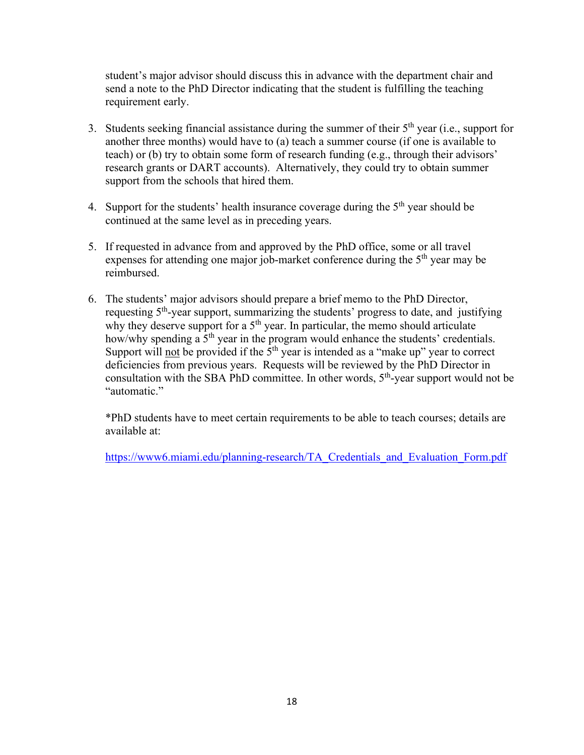student's major advisor should discuss this in advance with the department chair and send a note to the PhD Director indicating that the student is fulfilling the teaching requirement early.

3. Students seeking financial assistance during the summer of their 5th year (i.e., support for another three months) would have to (a) teach a summer course (if one is available to teach) or (b) try to obtain some form of research funding (e.g., through their advisors' research grants or DART accounts). Alternatively, they could try to obtain summer support from the schools that hired them.

4. Support for the students' health insurance coverage during the 5th year should be continued at the same level as in preceding years.

5. If requested in advance from and approved by the PhD office, some or all travel expenses for attending one major job-market conference during the 5th year may be reimbursed.

6. The students' major advisors should prepare a brief memo to the PhD Director, requesting 5th-year support, summarizing the students' progress to date, and justifying why they deserve support for a 5th year. In particular, the memo should articulate how/why spending a 5th year in the program would enhance the students' credentials. Support will <u>not</u> be provided if the 5th year is intended as a "make up" year to correct deficiencies from previous years. Requests will be reviewed by the PhD Director in consultation with the SBA PhD committee. In other words, 5th-year support would not be "automatic."

   *PhD students have to meet certain requirements to be able to teach courses; details are available at:

   https://www6.miami.edu/planning-research/TA_Credentials_and_Evaluation_Form.pdf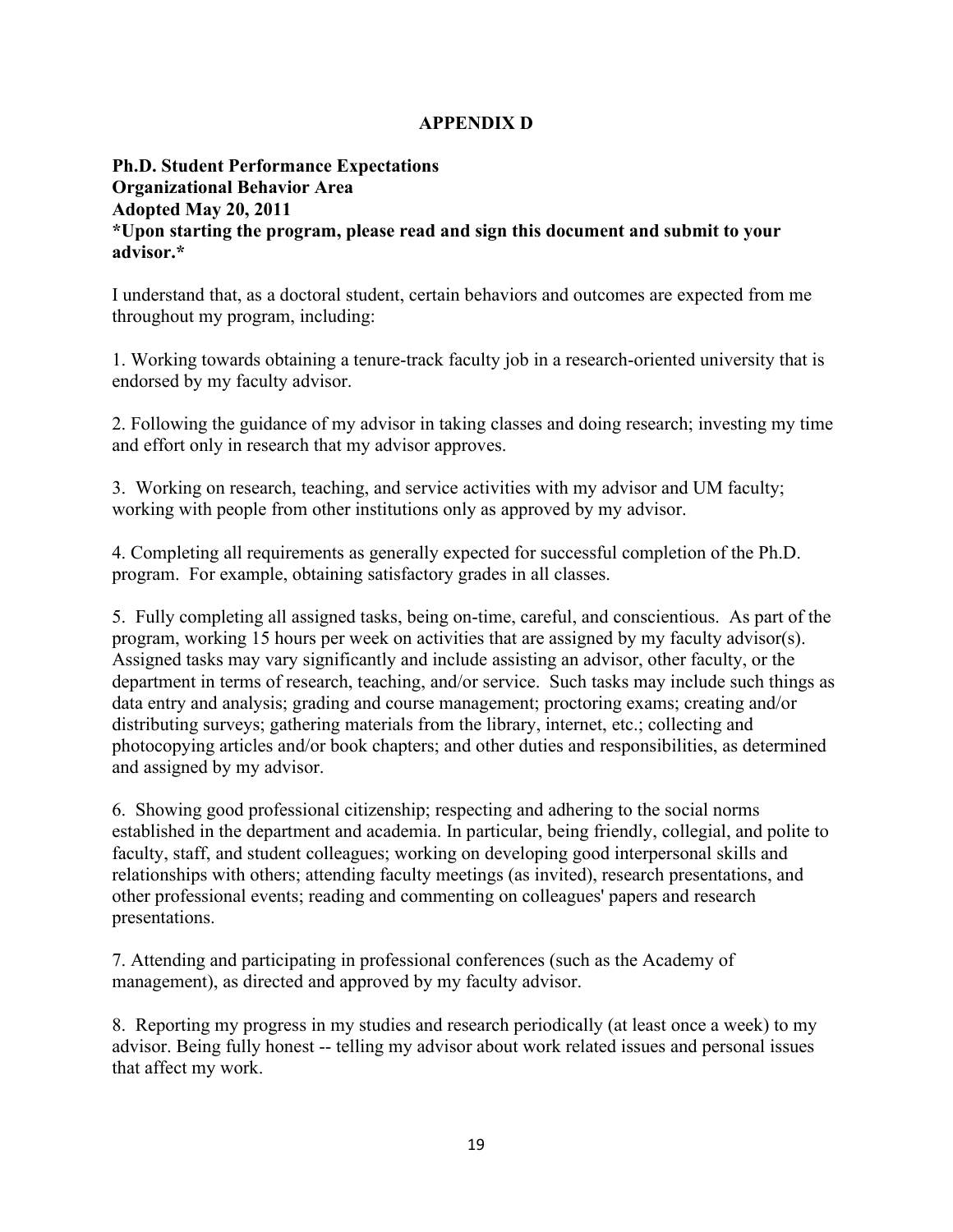# APPENDIX D

**Ph.D. Student Performance Expectations**
**Organizational Behavior Area**
**Adopted May 20, 2011**
***Upon starting the program, please read and sign this document and submit to your advisor.***

I understand that, as a doctoral student, certain behaviors and outcomes are expected from me throughout my program, including:

1. Working towards obtaining a tenure-track faculty job in a research-oriented university that is endorsed by my faculty advisor.

2. Following the guidance of my advisor in taking classes and doing research; investing my time and effort only in research that my advisor approves.

3. Working on research, teaching, and service activities with my advisor and UM faculty; working with people from other institutions only as approved by my advisor.

4. Completing all requirements as generally expected for successful completion of the Ph.D. program. For example, obtaining satisfactory grades in all classes.

5. Fully completing all assigned tasks, being on-time, careful, and conscientious. As part of the program, working 15 hours per week on activities that are assigned by my faculty advisor(s). Assigned tasks may vary significantly and include assisting an advisor, other faculty, or the department in terms of research, teaching, and/or service. Such tasks may include such things as data entry and analysis; grading and course management; proctoring exams; creating and/or distributing surveys; gathering materials from the library, internet, etc.; collecting and photocopying articles and/or book chapters; and other duties and responsibilities, as determined and assigned by my advisor.

6. Showing good professional citizenship; respecting and adhering to the social norms established in the department and academia. In particular, being friendly, collegial, and polite to faculty, staff, and student colleagues; working on developing good interpersonal skills and relationships with others; attending faculty meetings (as invited), research presentations, and other professional events; reading and commenting on colleagues' papers and research presentations.

7. Attending and participating in professional conferences (such as the Academy of management), as directed and approved by my faculty advisor.

8. Reporting my progress in my studies and research periodically (at least once a week) to my advisor. Being fully honest -- telling my advisor about work related issues and personal issues that affect my work.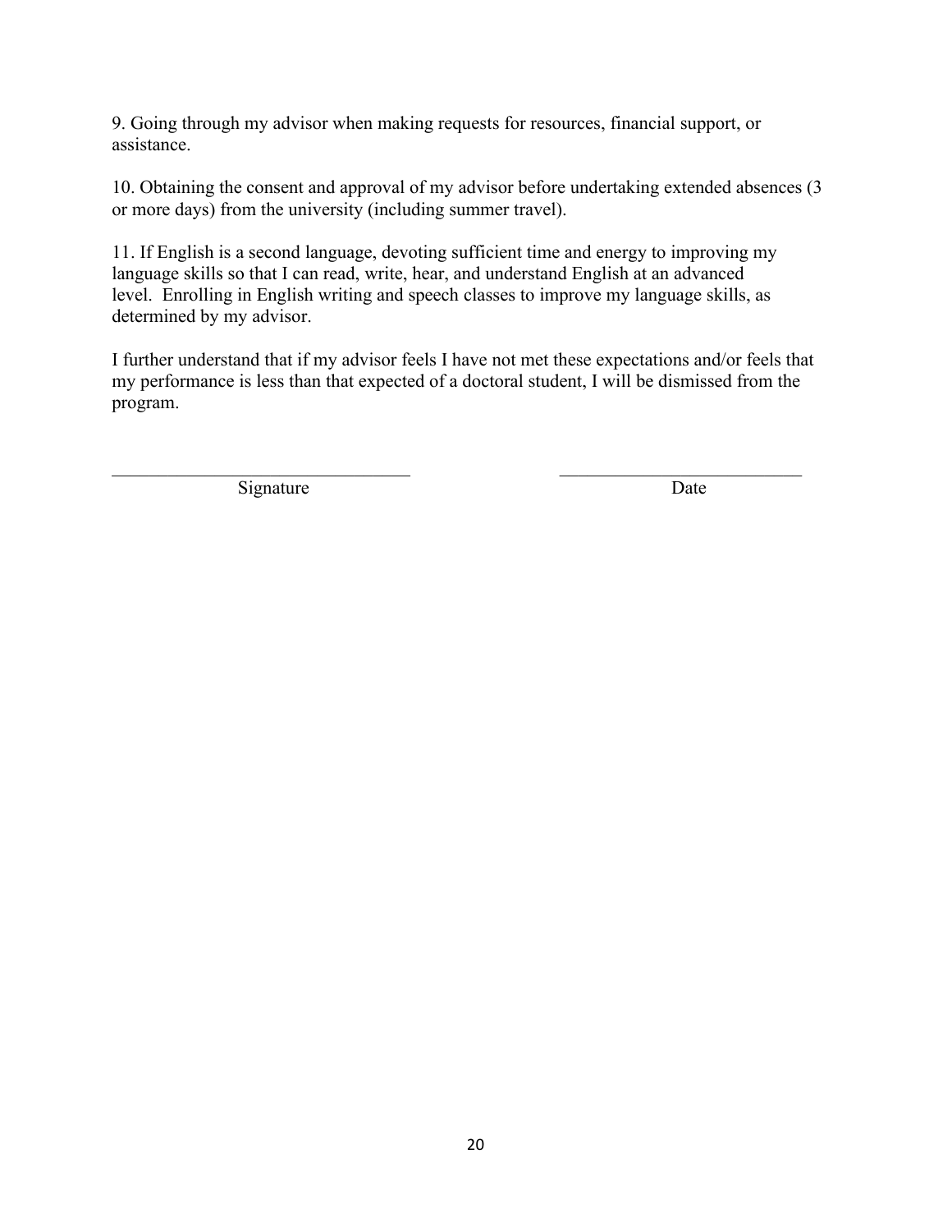9. Going through my advisor when making requests for resources, financial support, or assistance.

10. Obtaining the consent and approval of my advisor before undertaking extended absences (3 or more days) from the university (including summer travel).

11. If English is a second language, devoting sufficient time and energy to improving my language skills so that I can read, write, hear, and understand English at an advanced level. Enrolling in English writing and speech classes to improve my language skills, as determined by my advisor.

I further understand that if my advisor feels I have not met these expectations and/or feels that my performance is less than that expected of a doctoral student, I will be dismissed from the program.

_________________________________ &nbsp;&nbsp;&nbsp;&nbsp;&nbsp;&nbsp;&nbsp;&nbsp;&nbsp;&nbsp; ___________________________

Signature &nbsp;&nbsp;&nbsp;&nbsp;&nbsp;&nbsp;&nbsp;&nbsp;&nbsp;&nbsp;&nbsp;&nbsp;&nbsp;&nbsp;&nbsp;&nbsp;&nbsp;&nbsp;&nbsp;&nbsp;&nbsp;&nbsp;&nbsp;&nbsp;&nbsp;&nbsp;&nbsp;&nbsp;&nbsp;&nbsp;&nbsp;&nbsp;&nbsp;&nbsp;&nbsp;&nbsp;&nbsp;&nbsp;&nbsp;&nbsp; Date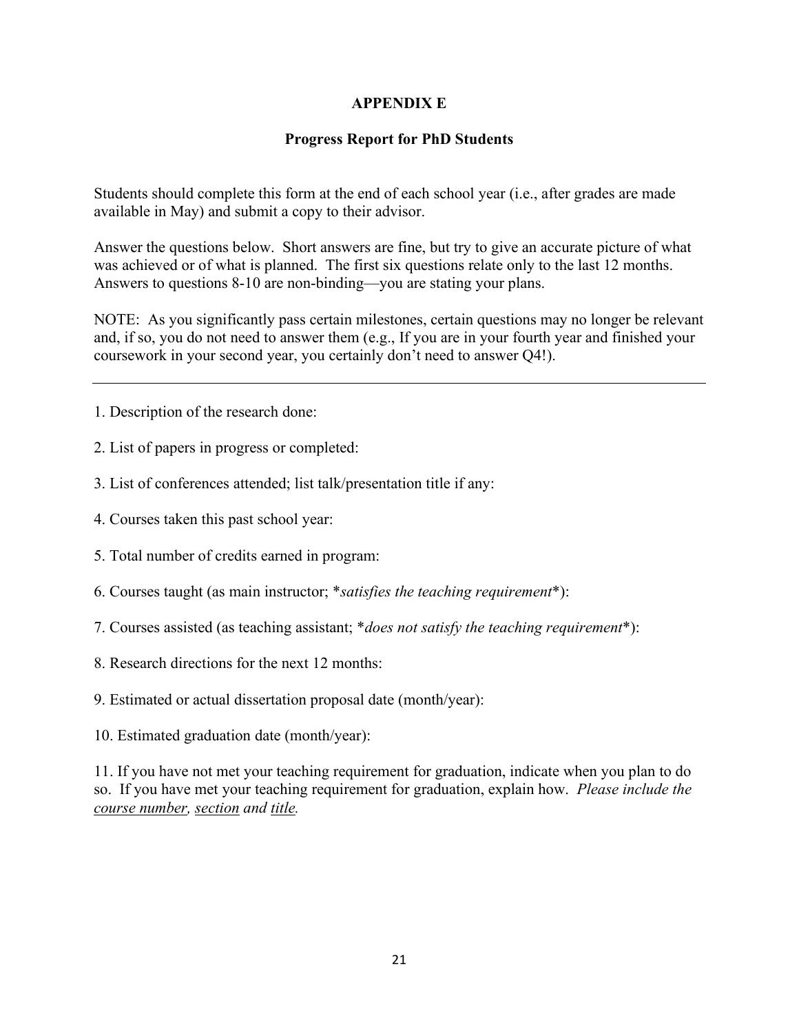**APPENDIX E**

**Progress Report for PhD Students**

Students should complete this form at the end of each school year (i.e., after grades are made available in May) and submit a copy to their advisor.

Answer the questions below. Short answers are fine, but try to give an accurate picture of what was achieved or of what is planned. The first six questions relate only to the last 12 months. Answers to questions 8-10 are non-binding—you are stating your plans.

NOTE: As you significantly pass certain milestones, certain questions may no longer be relevant and, if so, you do not need to answer them (e.g., If you are in your fourth year and finished your coursework in your second year, you certainly don't need to answer Q4!).

---

1. Description of the research done:

2. List of papers in progress or completed:

3. List of conferences attended; list talk/presentation title if any:

4. Courses taken this past school year:

5. Total number of credits earned in program:

6. Courses taught (as main instructor; **satisfies the teaching requirement**):

7. Courses assisted (as teaching assistant; **does not satisfy the teaching requirement**):

8. Research directions for the next 12 months:

9. Estimated or actual dissertation proposal date (month/year):

10. Estimated graduation date (month/year):

11. If you have not met your teaching requirement for graduation, indicate when you plan to do so. If you have met your teaching requirement for graduation, explain how. *Please include the course number, section and title.*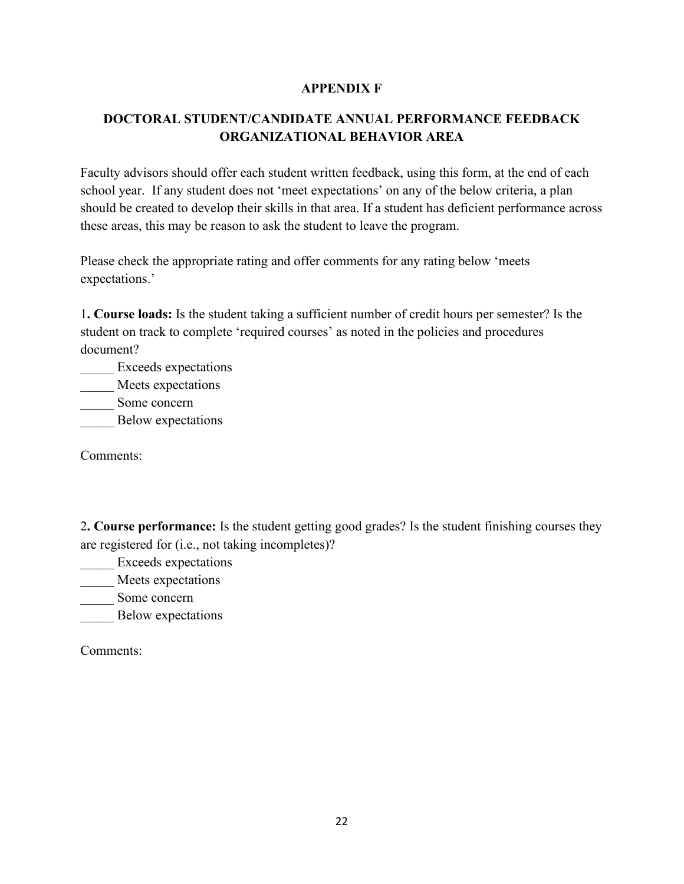**APPENDIX F**

**DOCTORAL STUDENT/CANDIDATE ANNUAL PERFORMANCE FEEDBACK ORGANIZATIONAL BEHAVIOR AREA**

Faculty advisors should offer each student written feedback, using this form, at the end of each school year. If any student does not 'meet expectations' on any of the below criteria, a plan should be created to develop their skills in that area. If a student has deficient performance across these areas, this may be reason to ask the student to leave the program.

Please check the appropriate rating and offer comments for any rating below 'meets expectations.'

1**. Course loads:** Is the student taking a sufficient number of credit hours per semester? Is the student on track to complete 'required courses' as noted in the policies and procedures document?

_____ Exceeds expectations
_____ Meets expectations
_____ Some concern
_____ Below expectations

Comments:

2**. Course performance:** Is the student getting good grades? Is the student finishing courses they are registered for (i.e., not taking incompletes)?

_____ Exceeds expectations
_____ Meets expectations
_____ Some concern
_____ Below expectations

Comments: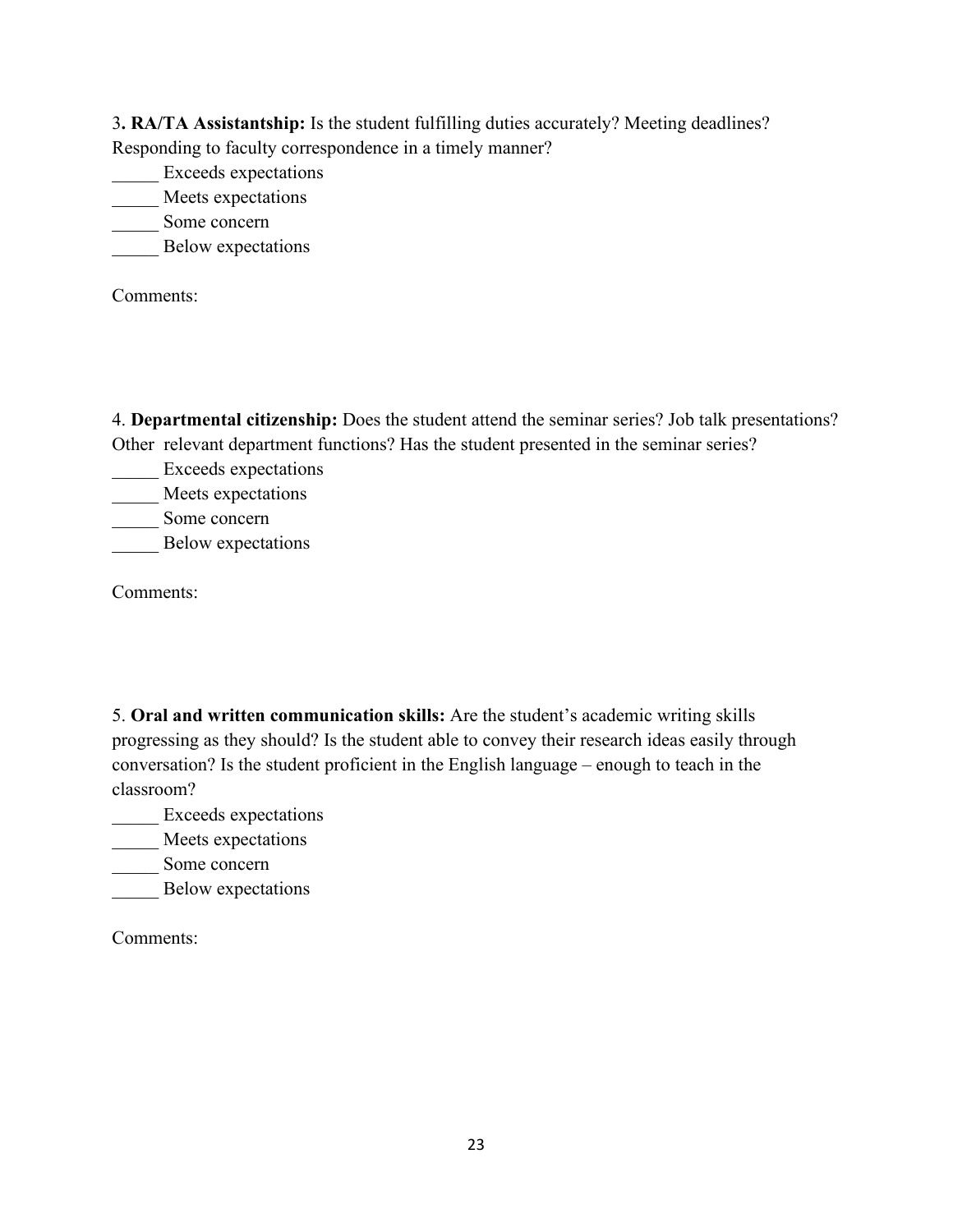3**. RA/TA Assistantship:** Is the student fulfilling duties accurately? Meeting deadlines? Responding to faculty correspondence in a timely manner?

_____ Exceeds expectations
_____ Meets expectations
_____ Some concern
_____ Below expectations

Comments:

4. **Departmental citizenship:** Does the student attend the seminar series? Job talk presentations? Other relevant department functions? Has the student presented in the seminar series?

_____ Exceeds expectations
_____ Meets expectations
_____ Some concern
_____ Below expectations

Comments:

5. **Oral and written communication skills:** Are the student's academic writing skills progressing as they should? Is the student able to convey their research ideas easily through conversation? Is the student proficient in the English language – enough to teach in the classroom?

_____ Exceeds expectations
_____ Meets expectations
_____ Some concern
_____ Below expectations

Comments: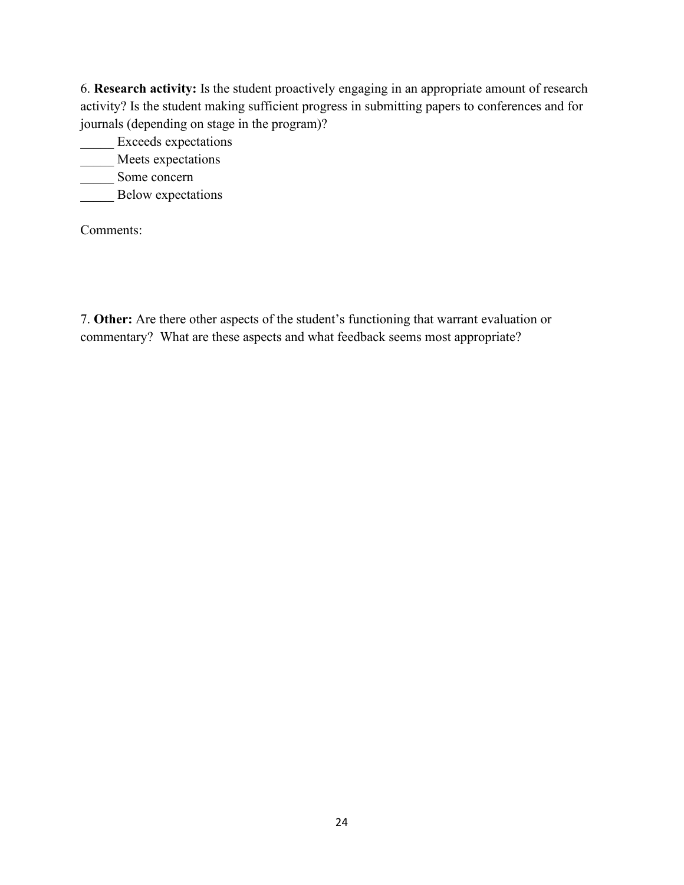6. **Research activity:** Is the student proactively engaging in an appropriate amount of research activity? Is the student making sufficient progress in submitting papers to conferences and for journals (depending on stage in the program)?

_____ Exceeds expectations
_____ Meets expectations
_____ Some concern
_____ Below expectations

Comments:

7. **Other:** Are there other aspects of the student's functioning that warrant evaluation or commentary? What are these aspects and what feedback seems most appropriate?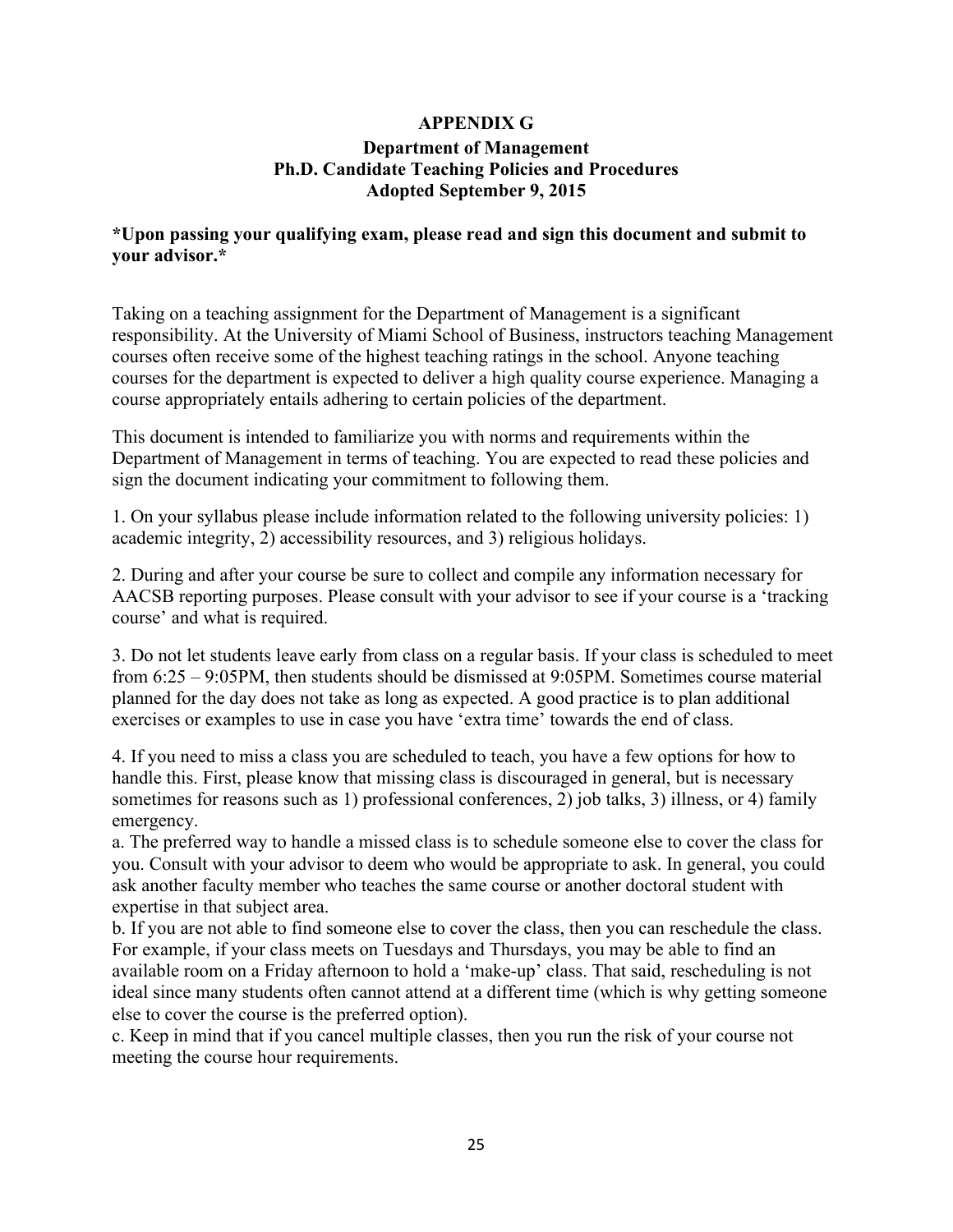# APPENDIX G

## Department of Management
## Ph.D. Candidate Teaching Policies and Procedures
## Adopted September 9, 2015

**\*Upon passing your qualifying exam, please read and sign this document and submit to your advisor.\***

Taking on a teaching assignment for the Department of Management is a significant responsibility. At the University of Miami School of Business, instructors teaching Management courses often receive some of the highest teaching ratings in the school. Anyone teaching courses for the department is expected to deliver a high quality course experience. Managing a course appropriately entails adhering to certain policies of the department.

This document is intended to familiarize you with norms and requirements within the Department of Management in terms of teaching. You are expected to read these policies and sign the document indicating your commitment to following them.

1. On your syllabus please include information related to the following university policies: 1) academic integrity, 2) accessibility resources, and 3) religious holidays.

2. During and after your course be sure to collect and compile any information necessary for AACSB reporting purposes. Please consult with your advisor to see if your course is a 'tracking course' and what is required.

3. Do not let students leave early from class on a regular basis. If your class is scheduled to meet from 6:25 – 9:05PM, then students should be dismissed at 9:05PM. Sometimes course material planned for the day does not take as long as expected. A good practice is to plan additional exercises or examples to use in case you have 'extra time' towards the end of class.

4. If you need to miss a class you are scheduled to teach, you have a few options for how to handle this. First, please know that missing class is discouraged in general, but is necessary sometimes for reasons such as 1) professional conferences, 2) job talks, 3) illness, or 4) family emergency.

a. The preferred way to handle a missed class is to schedule someone else to cover the class for you. Consult with your advisor to deem who would be appropriate to ask. In general, you could ask another faculty member who teaches the same course or another doctoral student with expertise in that subject area.

b. If you are not able to find someone else to cover the class, then you can reschedule the class. For example, if your class meets on Tuesdays and Thursdays, you may be able to find an available room on a Friday afternoon to hold a 'make-up' class. That said, rescheduling is not ideal since many students often cannot attend at a different time (which is why getting someone else to cover the course is the preferred option).

c. Keep in mind that if you cancel multiple classes, then you run the risk of your course not meeting the course hour requirements.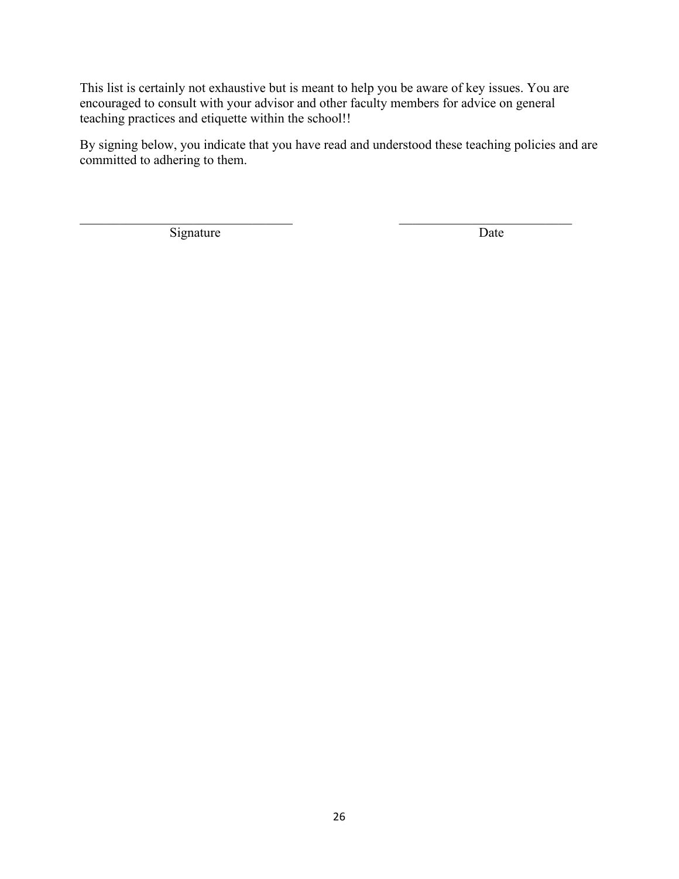This list is certainly not exhaustive but is meant to help you be aware of key issues. You are encouraged to consult with your advisor and other faculty members for advice on general teaching practices and etiquette within the school!!

By signing below, you indicate that you have read and understood these teaching policies and are committed to adhering to them.

\_\_\_\_\_\_\_\_\_\_\_\_\_\_\_\_\_\_\_\_\_\_\_\_\_\_\_\_\_\_\_\_\_\_ \_\_\_\_\_\_\_\_\_\_\_\_\_\_\_\_\_\_\_\_\_\_\_\_\_\_\_\_

Signature Date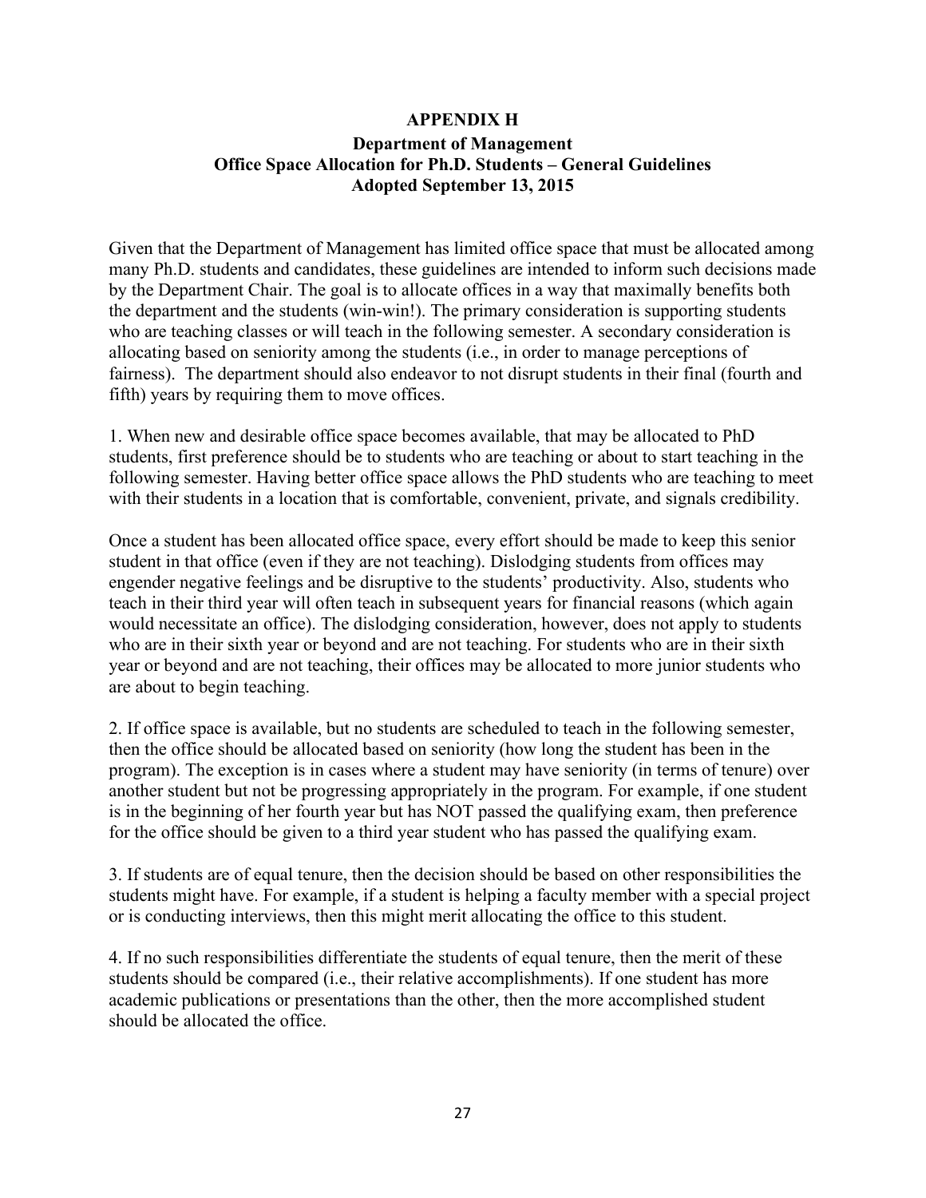# APPENDIX H

## Department of Management
## Office Space Allocation for Ph.D. Students – General Guidelines
## Adopted September 13, 2015

Given that the Department of Management has limited office space that must be allocated among many Ph.D. students and candidates, these guidelines are intended to inform such decisions made by the Department Chair. The goal is to allocate offices in a way that maximally benefits both the department and the students (win-win!). The primary consideration is supporting students who are teaching classes or will teach in the following semester. A secondary consideration is allocating based on seniority among the students (i.e., in order to manage perceptions of fairness). The department should also endeavor to not disrupt students in their final (fourth and fifth) years by requiring them to move offices.

1. When new and desirable office space becomes available, that may be allocated to PhD students, first preference should be to students who are teaching or about to start teaching in the following semester. Having better office space allows the PhD students who are teaching to meet with their students in a location that is comfortable, convenient, private, and signals credibility.

Once a student has been allocated office space, every effort should be made to keep this senior student in that office (even if they are not teaching). Dislodging students from offices may engender negative feelings and be disruptive to the students' productivity. Also, students who teach in their third year will often teach in subsequent years for financial reasons (which again would necessitate an office). The dislodging consideration, however, does not apply to students who are in their sixth year or beyond and are not teaching. For students who are in their sixth year or beyond and are not teaching, their offices may be allocated to more junior students who are about to begin teaching.

2. If office space is available, but no students are scheduled to teach in the following semester, then the office should be allocated based on seniority (how long the student has been in the program). The exception is in cases where a student may have seniority (in terms of tenure) over another student but not be progressing appropriately in the program. For example, if one student is in the beginning of her fourth year but has NOT passed the qualifying exam, then preference for the office should be given to a third year student who has passed the qualifying exam.

3. If students are of equal tenure, then the decision should be based on other responsibilities the students might have. For example, if a student is helping a faculty member with a special project or is conducting interviews, then this might merit allocating the office to this student.

4. If no such responsibilities differentiate the students of equal tenure, then the merit of these students should be compared (i.e., their relative accomplishments). If one student has more academic publications or presentations than the other, then the more accomplished student should be allocated the office.